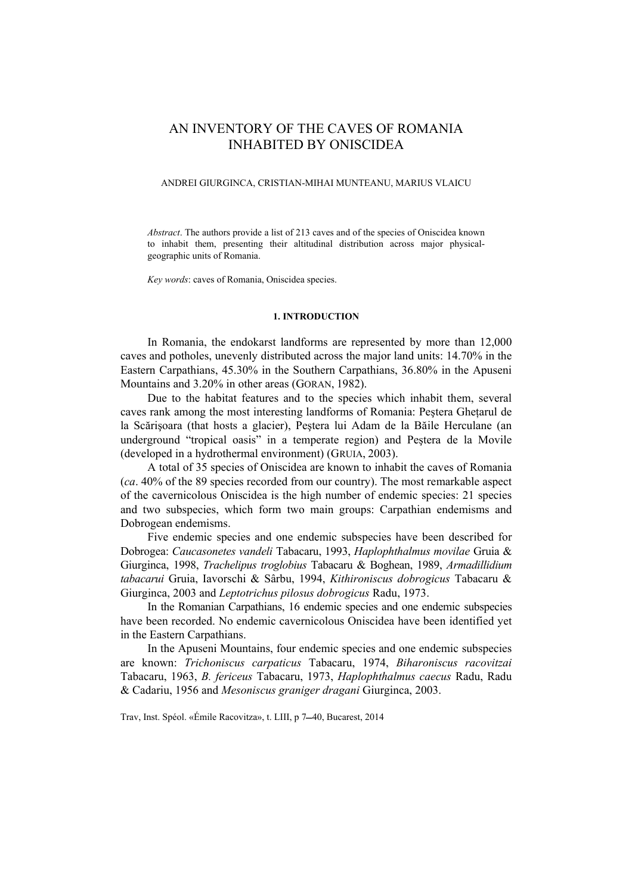# AN INVENTORY OF THE CAVES OF ROMANIA INHABITED BY ONISCIDEA

ANDREI GIURGINCA, CRISTIAN-MIHAI MUNTEANU, MARIUS VLAICU

*Abstract*. The authors provide a list of 213 caves and of the species of Oniscidea known to inhabit them, presenting their altitudinal distribution across major physical-geographic units of Romania.

*Key words*: caves of Romania, Oniscidea species.

## 1. INTRODUCTION

In Romania, the endokarst landforms are represented by more than 12,000 caves and potholes, unevenly distributed across the major land units: 14.70% in the Eastern Carpathians, 45.30% in the Southern Carpathians, 36.80% in the Apuseni Mountains and 3.20% in other areas (GORAN, 1982).

Due to the habitat features and to the species which inhabit them, several caves rank among the most interesting landforms of Romania: Peştera Gheţarul de la Scărişoara (that hosts a glacier), Peştera lui Adam de la Băile Herculane (an underground "tropical oasis" in a temperate region) and Peştera de la Movile (developed in a hydrothermal environment) (GRUIA, 2003).

A total of 35 species of Oniscidea are known to inhabit the caves of Romania (*ca*. 40% of the 89 species recorded from our country). The most remarkable aspect of the cavernicolous Oniscidea is the high number of endemic species: 21 species and two subspecies, which form two main groups: Carpathian endemisms and Dobrogean endemisms.

Five endemic species and one endemic subspecies have been described for Dobrogea: *Caucasonetes vandeli* Tabacaru, 1993, *Haplophthalmus movilae* Gruia & Giurginca, 1998, *Trachelipus troglobius* Tabacaru & Boghean, 1989, *Armadillidium tabacarui* Gruia, Iavorschi & Sârbu, 1994, *Kithironiscus dobrogicus* Tabacaru & Giurginca, 2003 and *Leptotrichus pilosus dobrogicus* Radu, 1973.

In the Romanian Carpathians, 16 endemic species and one endemic subspecies have been recorded. No endemic cavernicolous Oniscidea have been identified yet in the Eastern Carpathians.

In the Apuseni Mountains, four endemic species and one endemic subspecies are known: *Trichoniscus carpaticus* Tabacaru, 1974, *Biharoniscus racovitzai* Tabacaru, 1963, *B. fericeus* Tabacaru, 1973, *Haplophthalmus caecus* Radu, Radu & Cadariu, 1956 and *Mesoniscus graniger dragani* Giurginca, 2003.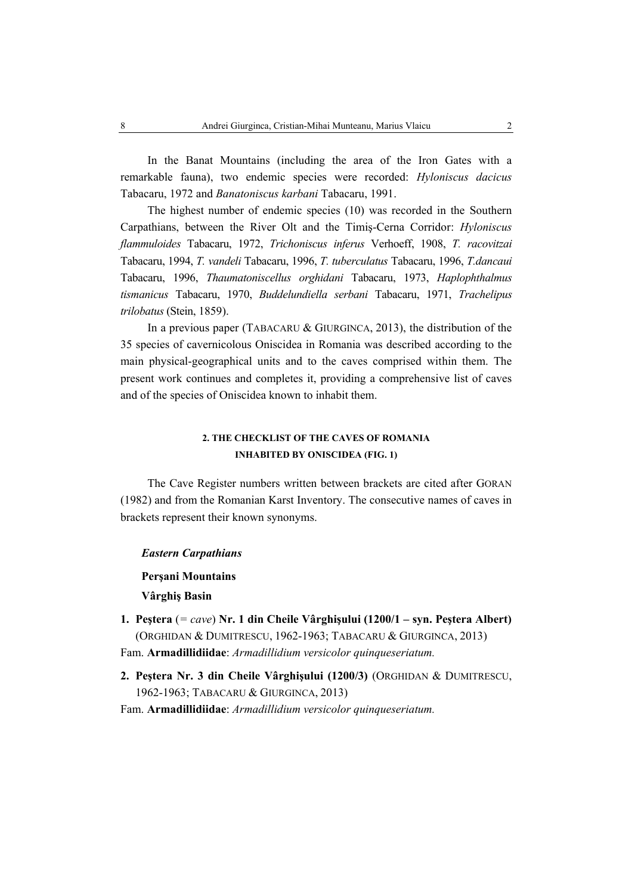In the Banat Mountains (including the area of the Iron Gates with a remarkable fauna), two endemic species were recorded: *Hyloniscus dacicus* Tabacaru, 1972 and *Banatoniscus karbani* Tabacaru, 1991.

The highest number of endemic species (10) was recorded in the Southern Carpathians, between the River Olt and the Timiş-Cerna Corridor: *Hyloniscus flammuloides* Tabacaru, 1972, *Trichoniscus inferus* Verhoeff, 1908, *T. racovitzai* Tabacaru, 1994, *T. vandeli* Tabacaru, 1996, *T. tuberculatus* Tabacaru, 1996, *T.dancaui* Tabacaru, 1996, *Thaumatoniscellus orghidani* Tabacaru, 1973, *Haplophthalmus tismanicus* Tabacaru, 1970, *Buddelundiella serbani* Tabacaru, 1971, *Trachelipus trilobatus* (Stein, 1859).

In a previous paper (TABACARU & GIURGINCA, 2013), the distribution of the 35 species of cavernicolous Oniscidea in Romania was described according to the main physical-geographical units and to the caves comprised within them. The present work continues and completes it, providing a comprehensive list of caves and of the species of Oniscidea known to inhabit them.

## 2. THE CHECKLIST OF THE CAVES OF ROMANIA INHABITED BY ONISCIDEA (FIG. 1)

The Cave Register numbers written between brackets are cited after GORAN (1982) and from the Romanian Karst Inventory. The consecutive names of caves in brackets represent their known synonyms.

### *Eastern Carpathians*

#### Perşani Mountains

#### Vârghiş Basin

1. **Peştera** (= *cave*) **Nr. 1 din Cheile Vârghişului (1200/1 – syn. Peştera Albert)** (ORGHIDAN & DUMITRESCU, 1962-1963; TABACARU & GIURGINCA, 2013)

Fam. **Armadillidiidae**: *Armadillidium versicolor quinqueseriatum.*

2. **Peştera Nr. 3 din Cheile Vârghişului (1200/3)** (ORGHIDAN & DUMITRESCU, 1962-1963; TABACARU & GIURGINCA, 2013)

Fam. **Armadillidiidae**: *Armadillidium versicolor quinqueseriatum.*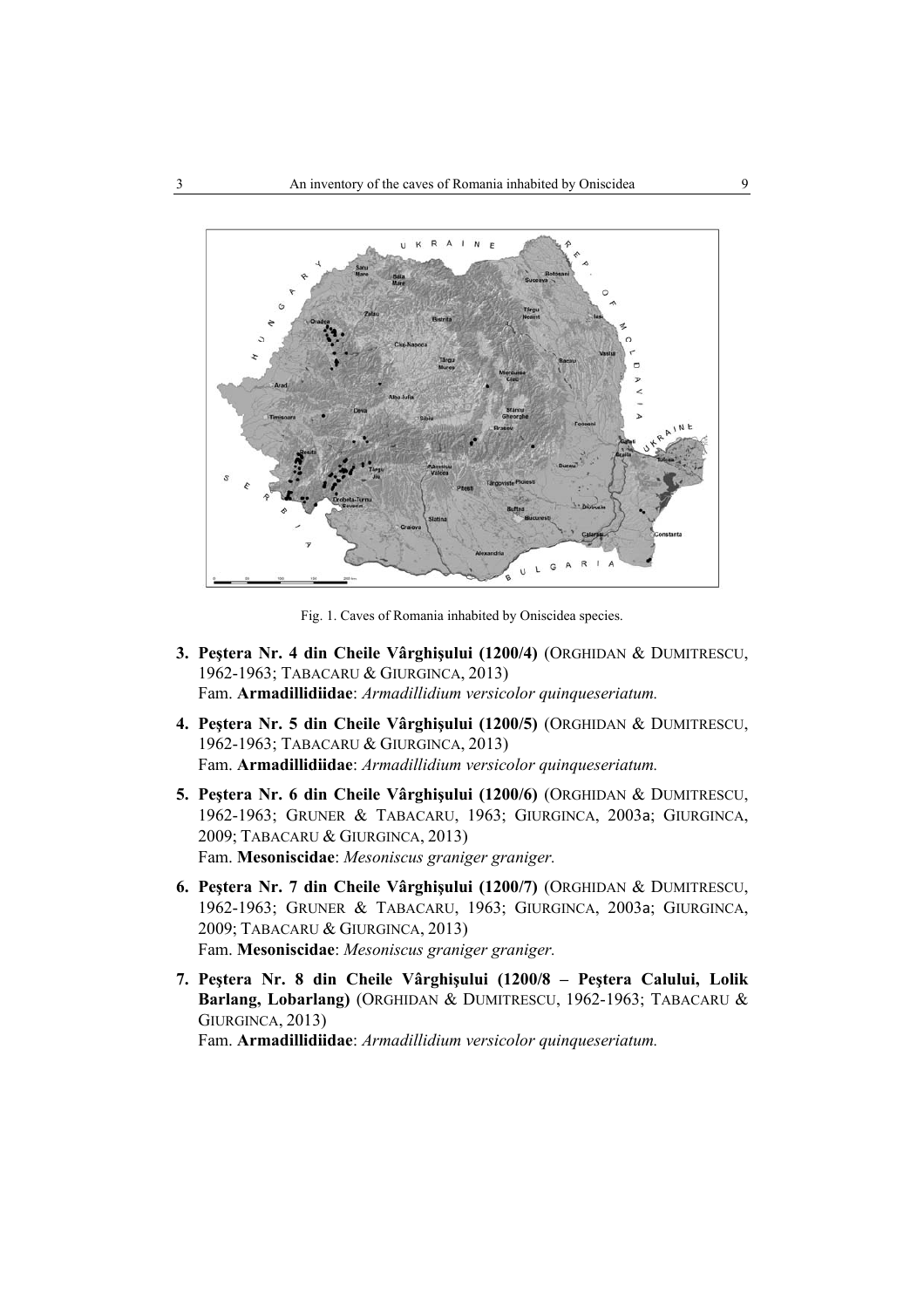Fig. 1. Caves of Romania inhabited by Oniscidea species.

3. **Peştera Nr. 4 din Cheile Vârghişului (1200/4)** (ORGHIDAN & DUMITRESCU, 1962-1963; TABACARU & GIURGINCA, 2013)
   Fam. **Armadillidiidae**: *Armadillidium versicolor quinqueseriatum.*

4. **Peştera Nr. 5 din Cheile Vârghişului (1200/5)** (ORGHIDAN & DUMITRESCU, 1962-1963; TABACARU & GIURGINCA, 2013)
   Fam. **Armadillidiidae**: *Armadillidium versicolor quinqueseriatum.*

5. **Peştera Nr. 6 din Cheile Vârghişului (1200/6)** (ORGHIDAN & DUMITRESCU, 1962-1963; GRUNER & TABACARU, 1963; GIURGINCA, 2003a; GIURGINCA, 2009; TABACARU & GIURGINCA, 2013)
   Fam. **Mesoniscidae**: *Mesoniscus graniger graniger.*

6. **Peştera Nr. 7 din Cheile Vârghişului (1200/7)** (ORGHIDAN & DUMITRESCU, 1962-1963; GRUNER & TABACARU, 1963; GIURGINCA, 2003a; GIURGINCA, 2009; TABACARU & GIURGINCA, 2013)
   Fam. **Mesoniscidae**: *Mesoniscus graniger graniger.*

7. **Peştera Nr. 8 din Cheile Vârghişului (1200/8 – Peştera Calului, Lolik Barlang, Lobarlang)** (ORGHIDAN & DUMITRESCU, 1962-1963; TABACARU & GIURGINCA, 2013)
   Fam. **Armadillidiidae**: *Armadillidium versicolor quinqueseriatum.*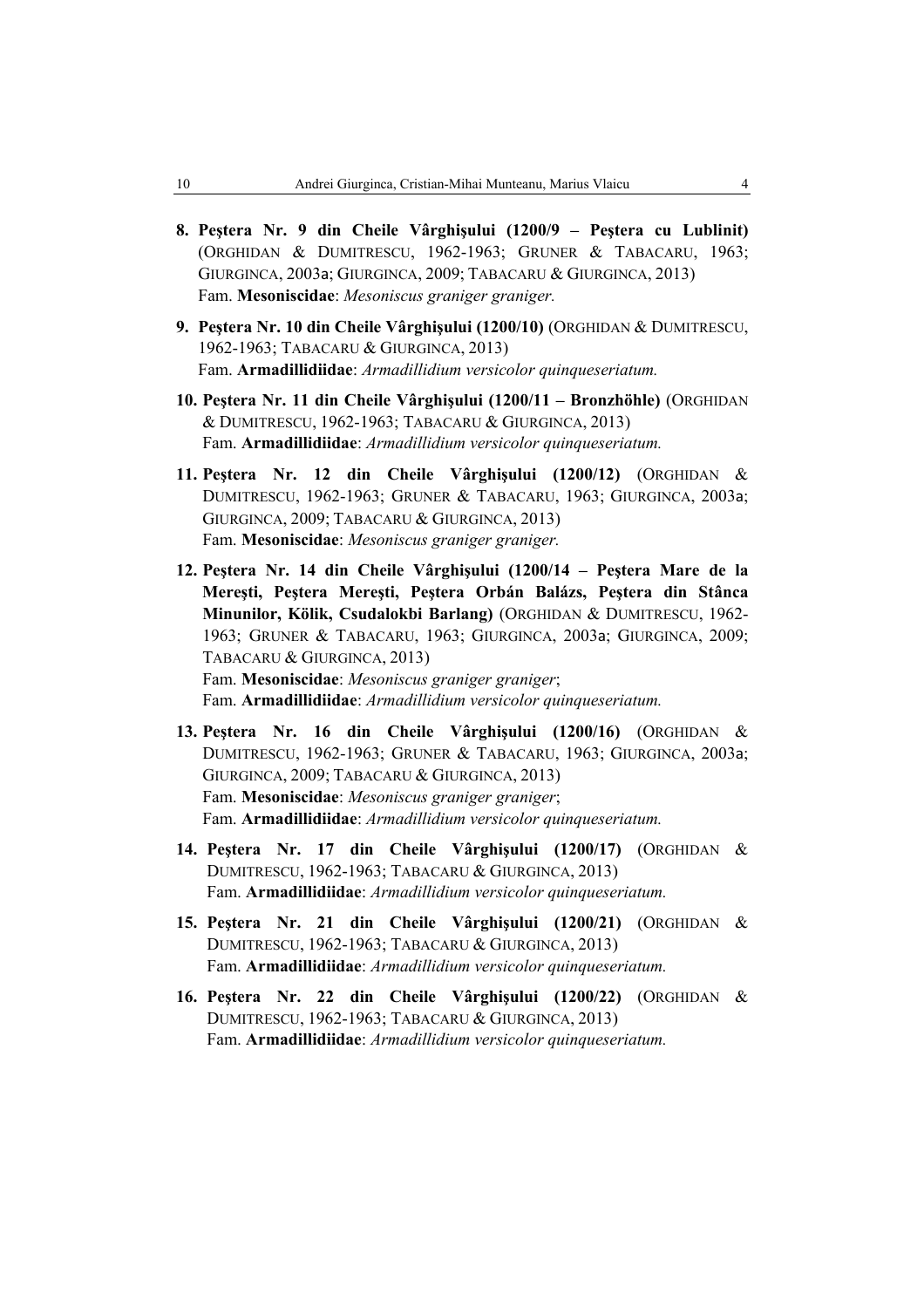8. **Peştera Nr. 9 din Cheile Vârghişului (1200/9 – Peştera cu Lublinit)** (ORGHIDAN & DUMITRESCU, 1962-1963; GRUNER & TABACARU, 1963; GIURGINCA, 2003a; GIURGINCA, 2009; TABACARU & GIURGINCA, 2013)
   Fam. **Mesoniscidae**: *Mesoniscus graniger graniger.*

9. **Peştera Nr. 10 din Cheile Vârghişului (1200/10)** (ORGHIDAN & DUMITRESCU, 1962-1963; TABACARU & GIURGINCA, 2013)
   Fam. **Armadillidiidae**: *Armadillidium versicolor quinqueseriatum.*

10. **Peştera Nr. 11 din Cheile Vârghişului (1200/11 – Bronzhöhle)** (ORGHIDAN & DUMITRESCU, 1962-1963; TABACARU & GIURGINCA, 2013)
    Fam. **Armadillidiidae**: *Armadillidium versicolor quinqueseriatum.*

11. **Peştera Nr. 12 din Cheile Vârghişului (1200/12)** (ORGHIDAN & DUMITRESCU, 1962-1963; GRUNER & TABACARU, 1963; GIURGINCA, 2003a; GIURGINCA, 2009; TABACARU & GIURGINCA, 2013)
    Fam. **Mesoniscidae**: *Mesoniscus graniger graniger.*

12. **Peştera Nr. 14 din Cheile Vârghişului (1200/14 – Peştera Mare de la Mereşti, Peştera Mereşti, Peştera Orbán Balázs, Peştera din Stânca Minunilor, Kölik, Csudalokbi Barlang)** (ORGHIDAN & DUMITRESCU, 1962-1963; GRUNER & TABACARU, 1963; GIURGINCA, 2003a; GIURGINCA, 2009; TABACARU & GIURGINCA, 2013)
    Fam. **Mesoniscidae**: *Mesoniscus graniger graniger*;
    Fam. **Armadillidiidae**: *Armadillidium versicolor quinqueseriatum.*

13. **Peştera Nr. 16 din Cheile Vârghişului (1200/16)** (ORGHIDAN & DUMITRESCU, 1962-1963; GRUNER & TABACARU, 1963; GIURGINCA, 2003a; GIURGINCA, 2009; TABACARU & GIURGINCA, 2013)
    Fam. **Mesoniscidae**: *Mesoniscus graniger graniger*;
    Fam. **Armadillidiidae**: *Armadillidium versicolor quinqueseriatum.*

14. **Peştera Nr. 17 din Cheile Vârghişului (1200/17)** (ORGHIDAN & DUMITRESCU, 1962-1963; TABACARU & GIURGINCA, 2013)
    Fam. **Armadillidiidae**: *Armadillidium versicolor quinqueseriatum.*

15. **Peştera Nr. 21 din Cheile Vârghişului (1200/21)** (ORGHIDAN & DUMITRESCU, 1962-1963; TABACARU & GIURGINCA, 2013)
    Fam. **Armadillidiidae**: *Armadillidium versicolor quinqueseriatum.*

16. **Peştera Nr. 22 din Cheile Vârghişului (1200/22)** (ORGHIDAN & DUMITRESCU, 1962-1963; TABACARU & GIURGINCA, 2013)
    Fam. **Armadillidiidae**: *Armadillidium versicolor quinqueseriatum.*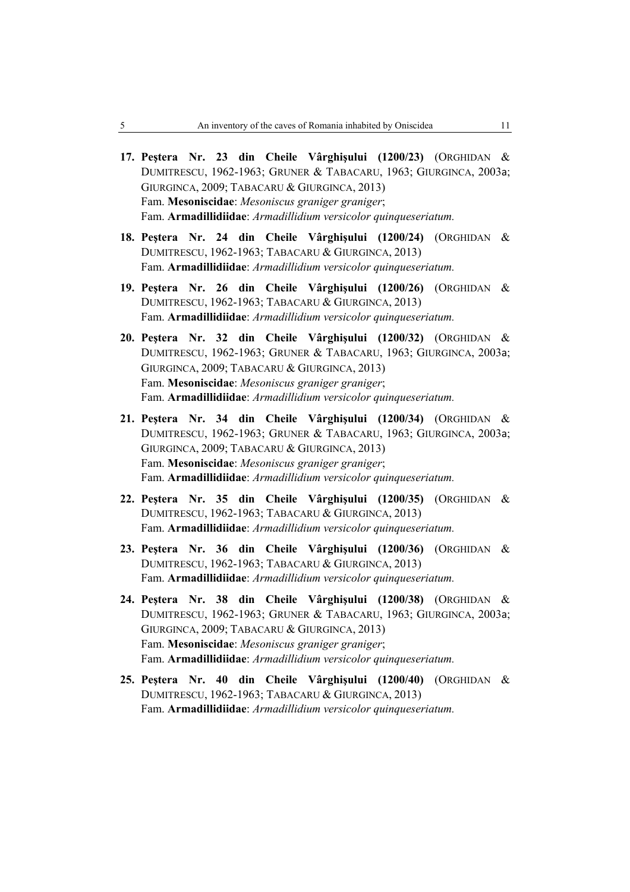17. **Peştera Nr. 23 din Cheile Vârghişului (1200/23)** (ORGHIDAN & DUMITRESCU, 1962-1963; GRUNER & TABACARU, 1963; GIURGINCA, 2003a; GIURGINCA, 2009; TABACARU & GIURGINCA, 2013)
    Fam. **Mesoniscidae**: *Mesoniscus graniger graniger*;
    Fam. **Armadillidiidae**: *Armadillidium versicolor quinqueseriatum.*

18. **Peştera Nr. 24 din Cheile Vârghişului (1200/24)** (ORGHIDAN & DUMITRESCU, 1962-1963; TABACARU & GIURGINCA, 2013)
    Fam. **Armadillidiidae**: *Armadillidium versicolor quinqueseriatum.*

19. **Peştera Nr. 26 din Cheile Vârghişului (1200/26)** (ORGHIDAN & DUMITRESCU, 1962-1963; TABACARU & GIURGINCA, 2013)
    Fam. **Armadillidiidae**: *Armadillidium versicolor quinqueseriatum.*

20. **Peştera Nr. 32 din Cheile Vârghişului (1200/32)** (ORGHIDAN & DUMITRESCU, 1962-1963; GRUNER & TABACARU, 1963; GIURGINCA, 2003a; GIURGINCA, 2009; TABACARU & GIURGINCA, 2013)
    Fam. **Mesoniscidae**: *Mesoniscus graniger graniger*;
    Fam. **Armadillidiidae**: *Armadillidium versicolor quinqueseriatum.*

21. **Peştera Nr. 34 din Cheile Vârghişului (1200/34)** (ORGHIDAN & DUMITRESCU, 1962-1963; GRUNER & TABACARU, 1963; GIURGINCA, 2003a; GIURGINCA, 2009; TABACARU & GIURGINCA, 2013)
    Fam. **Mesoniscidae**: *Mesoniscus graniger graniger*;
    Fam. **Armadillidiidae**: *Armadillidium versicolor quinqueseriatum.*

22. **Peştera Nr. 35 din Cheile Vârghişului (1200/35)** (ORGHIDAN & DUMITRESCU, 1962-1963; TABACARU & GIURGINCA, 2013)
    Fam. **Armadillidiidae**: *Armadillidium versicolor quinqueseriatum.*

23. **Peştera Nr. 36 din Cheile Vârghişului (1200/36)** (ORGHIDAN & DUMITRESCU, 1962-1963; TABACARU & GIURGINCA, 2013)
    Fam. **Armadillidiidae**: *Armadillidium versicolor quinqueseriatum.*

24. **Peştera Nr. 38 din Cheile Vârghişului (1200/38)** (ORGHIDAN & DUMITRESCU, 1962-1963; GRUNER & TABACARU, 1963; GIURGINCA, 2003a; GIURGINCA, 2009; TABACARU & GIURGINCA, 2013)
    Fam. **Mesoniscidae**: *Mesoniscus graniger graniger*;
    Fam. **Armadillidiidae**: *Armadillidium versicolor quinqueseriatum.*

25. **Peştera Nr. 40 din Cheile Vârghişului (1200/40)** (ORGHIDAN & DUMITRESCU, 1962-1963; TABACARU & GIURGINCA, 2013)
    Fam. **Armadillidiidae**: *Armadillidium versicolor quinqueseriatum.*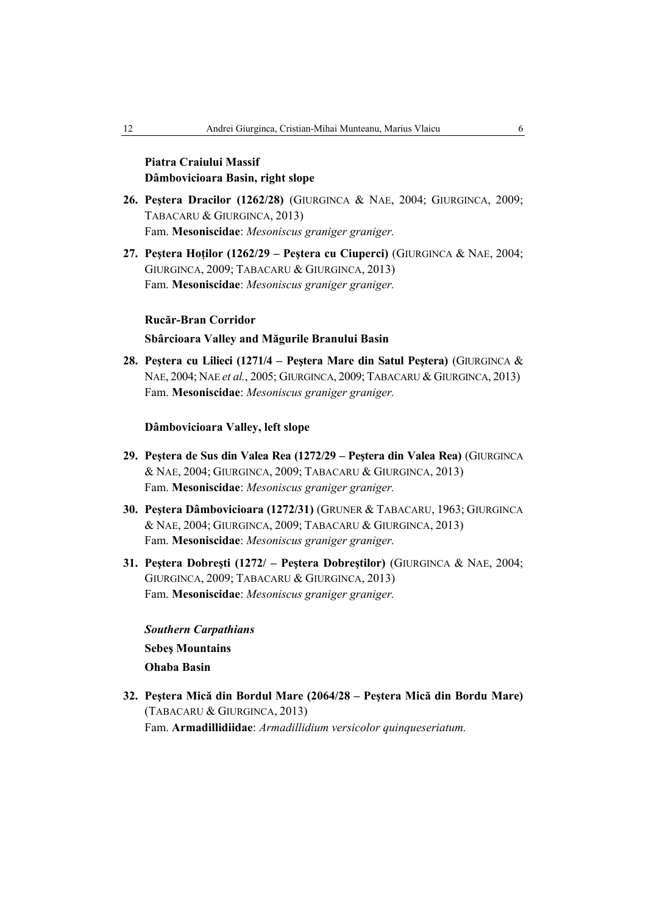**Piatra Craiului Massif**

**Dâmbovicioara Basin, right slope**

**26. Peştera Dracilor (1262/28)** (GIURGINCA & NAE, 2004; GIURGINCA, 2009; TABACARU & GIURGINCA, 2013)
Fam. **Mesoniscidae**: *Mesoniscus graniger graniger.*

**27. Peştera Hoţilor (1262/29 – Peştera cu Ciuperci)** (GIURGINCA & NAE, 2004; GIURGINCA, 2009; TABACARU & GIURGINCA, 2013)
Fam. **Mesoniscidae**: *Mesoniscus graniger graniger.*

**Rucăr-Bran Corridor**

**Sbârcioara Valley and Măgurile Branului Basin**

**28. Peştera cu Lilieci (1271/4 – Peştera Mare din Satul Peştera)** (GIURGINCA & NAE, 2004; NAE *et al.*, 2005; GIURGINCA, 2009; TABACARU & GIURGINCA, 2013)
Fam. **Mesoniscidae**: *Mesoniscus graniger graniger.*

**Dâmbovicioara Valley, left slope**

**29. Peştera de Sus din Valea Rea (1272/29 – Peştera din Valea Rea)** (GIURGINCA & NAE, 2004; GIURGINCA, 2009; TABACARU & GIURGINCA, 2013)
Fam. **Mesoniscidae**: *Mesoniscus graniger graniger.*

**30. Peştera Dâmbovicioara (1272/31)** (GRUNER & TABACARU, 1963; GIURGINCA & NAE, 2004; GIURGINCA, 2009; TABACARU & GIURGINCA, 2013)
Fam. **Mesoniscidae**: *Mesoniscus graniger graniger.*

**31. Peştera Dobreşti (1272/ – Peştera Dobreştilor)** (GIURGINCA & NAE, 2004; GIURGINCA, 2009; TABACARU & GIURGINCA, 2013)
Fam. **Mesoniscidae**: *Mesoniscus graniger graniger.*

***Southern Carpathians***

**Sebeş Mountains**

**Ohaba Basin**

**32. Peştera Mică din Bordul Mare (2064/28 – Peştera Mică din Bordu Mare)** (TABACARU & GIURGINCA, 2013)
Fam. **Armadillidiidae**: *Armadillidium versicolor quinqueseriatum.*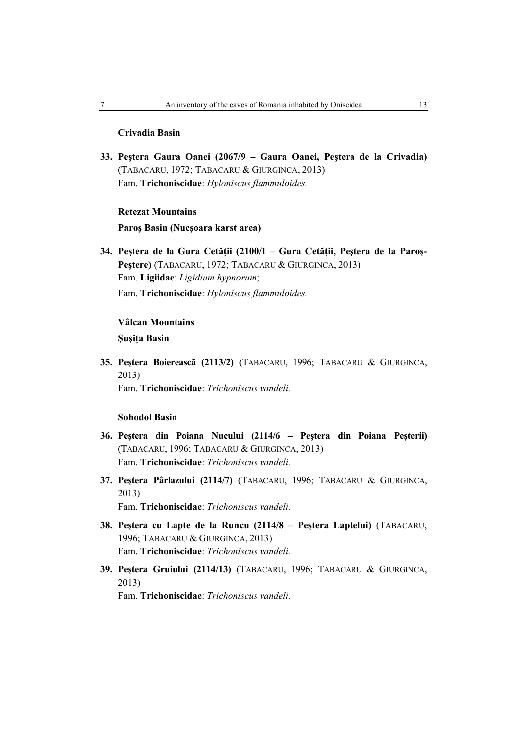**Crivadia Basin**

**33. Peştera Gaura Oanei (2067/9 – Gaura Oanei, Peştera de la Crivadia)** (TABACARU, 1972; TABACARU & GIURGINCA, 2013)
Fam. **Trichoniscidae**: *Hyloniscus flammuloides.*

**Retezat Mountains**

**Paroş Basin (Nucşoara karst area)**

**34. Peştera de la Gura Cetăţii (2100/1 – Gura Cetăţii, Peştera de la Paroş-Peştere)** (TABACARU, 1972; TABACARU & GIURGINCA, 2013)
Fam. **Ligiidae**: *Ligidium hypnorum*;

Fam. **Trichoniscidae**: *Hyloniscus flammuloides.*

**Vâlcan Mountains**

**Şuşiţa Basin**

**35. Peştera Boierească (2113/2)** (TABACARU, 1996; TABACARU & GIURGINCA, 2013)
Fam. **Trichoniscidae**: *Trichoniscus vandeli.*

**Sohodol Basin**

**36. Peştera din Poiana Nucului (2114/6 – Peştera din Poiana Peşterii)** (TABACARU, 1996; TABACARU & GIURGINCA, 2013)
Fam. **Trichoniscidae**: *Trichoniscus vandeli.*

**37. Peştera Pârlazului (2114/7)** (TABACARU, 1996; TABACARU & GIURGINCA, 2013)
Fam. **Trichoniscidae**: *Trichoniscus vandeli.*

**38. Peştera cu Lapte de la Runcu (2114/8 – Peştera Laptelui)** (TABACARU, 1996; TABACARU & GIURGINCA, 2013)
Fam. **Trichoniscidae**: *Trichoniscus vandeli.*

**39. Peştera Gruiului (2114/13)** (TABACARU, 1996; TABACARU & GIURGINCA, 2013)
Fam. **Trichoniscidae**: *Trichoniscus vandeli.*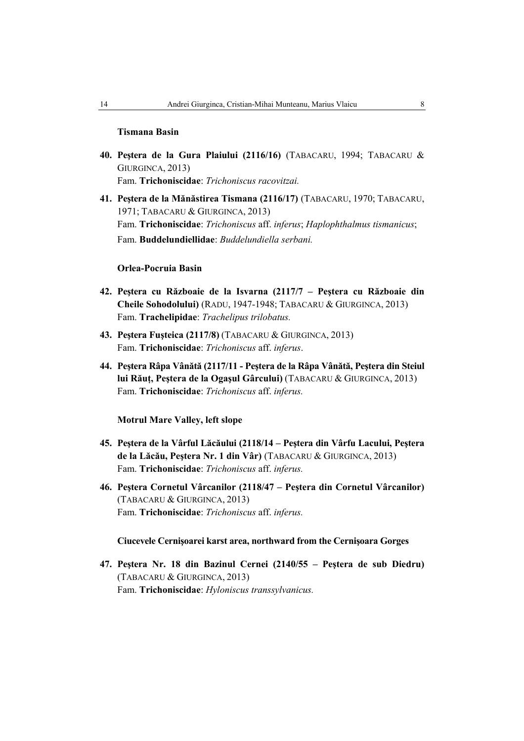**Tismana Basin**

**40. Peştera de la Gura Plaiului (2116/16)** (TABACARU, 1994; TABACARU & GIURGINCA, 2013)
Fam. **Trichoniscidae**: *Trichoniscus racovitzai.*

**41. Peştera de la Mănăstirea Tismana (2116/17)** (TABACARU, 1970; TABACARU, 1971; TABACARU & GIURGINCA, 2013)
Fam. **Trichoniscidae**: *Trichoniscus* aff. *inferus*; *Haplophthalmus tismanicus*;
Fam. **Buddelundiellidae**: *Buddelundiella serbani.*

**Orlea-Pocruia Basin**

**42. Peştera cu Războaie de la Isvarna (2117/7 – Peştera cu Războaie din Cheile Sohodolului)** (RADU, 1947-1948; TABACARU & GIURGINCA, 2013)
Fam. **Trachelipidae**: *Trachelipus trilobatus.*

**43. Peştera Fuşteica (2117/8)** (TABACARU & GIURGINCA, 2013)
Fam. **Trichoniscidae**: *Trichoniscus* aff. *inferus*.

**44. Peştera Râpa Vânătă (2117/11 - Peştera de la Râpa Vânătă, Peştera din Steiul lui Răuţ, Peştera de la Ogaşul Gârcului)** (TABACARU & GIURGINCA, 2013)
Fam. **Trichoniscidae**: *Trichoniscus* aff. *inferus.*

**Motrul Mare Valley, left slope**

**45. Peştera de la Vârful Lăcăului (2118/14 – Peştera din Vârfu Lacului, Peştera de la Lăcău, Peştera Nr. 1 din Vâr)** (TABACARU & GIURGINCA, 2013)
Fam. **Trichoniscidae**: *Trichoniscus* aff. *inferus.*

**46. Peştera Cornetul Vârcanilor (2118/47 – Peştera din Cornetul Vârcanilor)** (TABACARU & GIURGINCA, 2013)
Fam. **Trichoniscidae**: *Trichoniscus* aff. *inferus.*

**Ciucevele Cernişoarei karst area, northward from the Cernişoara Gorges**

**47. Peştera Nr. 18 din Bazinul Cernei (2140/55 – Peştera de sub Diedru)** (TABACARU & GIURGINCA, 2013)
Fam. **Trichoniscidae**: *Hyloniscus transsylvanicus.*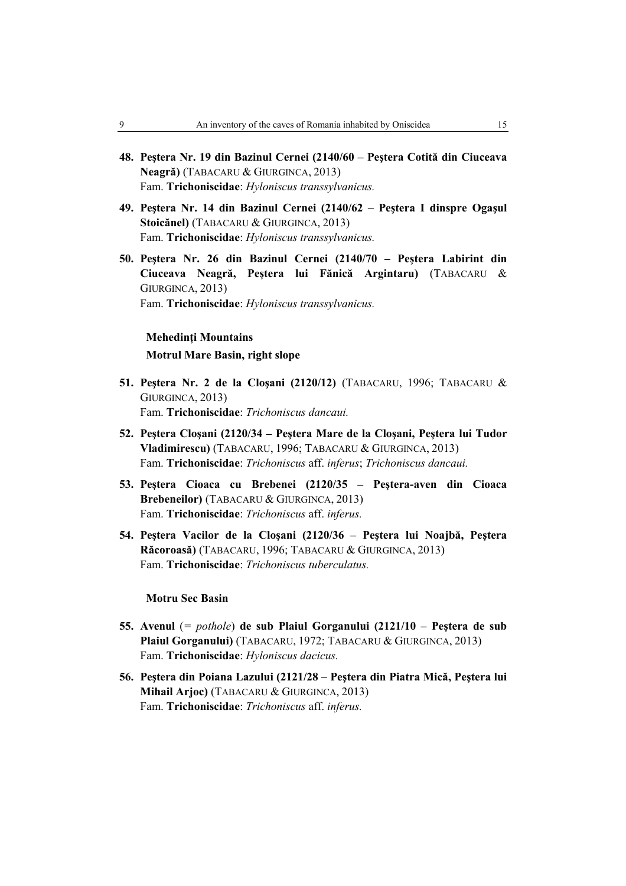**48. Peştera Nr. 19 din Bazinul Cernei (2140/60 – Peştera Cotită din Ciuceava Neagră)** (TABACARU & GIURGINCA, 2013)
Fam. **Trichoniscidae**: *Hyloniscus transsylvanicus.*

**49. Peştera Nr. 14 din Bazinul Cernei (2140/62 – Peştera I dinspre Ogaşul Stoicănel)** (TABACARU & GIURGINCA, 2013)
Fam. **Trichoniscidae**: *Hyloniscus transsylvanicus.*

**50. Peştera Nr. 26 din Bazinul Cernei (2140/70 – Peştera Labirint din Ciuceava Neagră, Peştera lui Fănică Argintaru)** (TABACARU & GIURGINCA, 2013)
Fam. **Trichoniscidae**: *Hyloniscus transsylvanicus.*

### Mehedinţi Mountains

#### Motrul Mare Basin, right slope

**51. Peştera Nr. 2 de la Cloşani (2120/12)** (TABACARU, 1996; TABACARU & GIURGINCA, 2013)
Fam. **Trichoniscidae**: *Trichoniscus dancaui.*

**52. Peştera Cloşani (2120/34 – Peştera Mare de la Cloşani, Peştera lui Tudor Vladimirescu)** (TABACARU, 1996; TABACARU & GIURGINCA, 2013)
Fam. **Trichoniscidae**: *Trichoniscus* aff. *inferus*; *Trichoniscus dancaui.*

**53. Peştera Cioaca cu Brebenei (2120/35 – Peştera-aven din Cioaca Brebeneilor)** (TABACARU & GIURGINCA, 2013)
Fam. **Trichoniscidae**: *Trichoniscus* aff. *inferus.*

**54. Peştera Vacilor de la Cloşani (2120/36 – Peştera lui Noajbă, Peştera Răcoroasă)** (TABACARU, 1996; TABACARU & GIURGINCA, 2013)
Fam. **Trichoniscidae**: *Trichoniscus tuberculatus.*

#### Motru Sec Basin

**55. Avenul** (= *pothole*) **de sub Plaiul Gorganului (2121/10 – Peştera de sub Plaiul Gorganului)** (TABACARU, 1972; TABACARU & GIURGINCA, 2013)
Fam. **Trichoniscidae**: *Hyloniscus dacicus.*

**56. Peştera din Poiana Lazului (2121/28 – Peştera din Piatra Mică, Peştera lui Mihail Arjoc)** (TABACARU & GIURGINCA, 2013)
Fam. **Trichoniscidae**: *Trichoniscus* aff. *inferus.*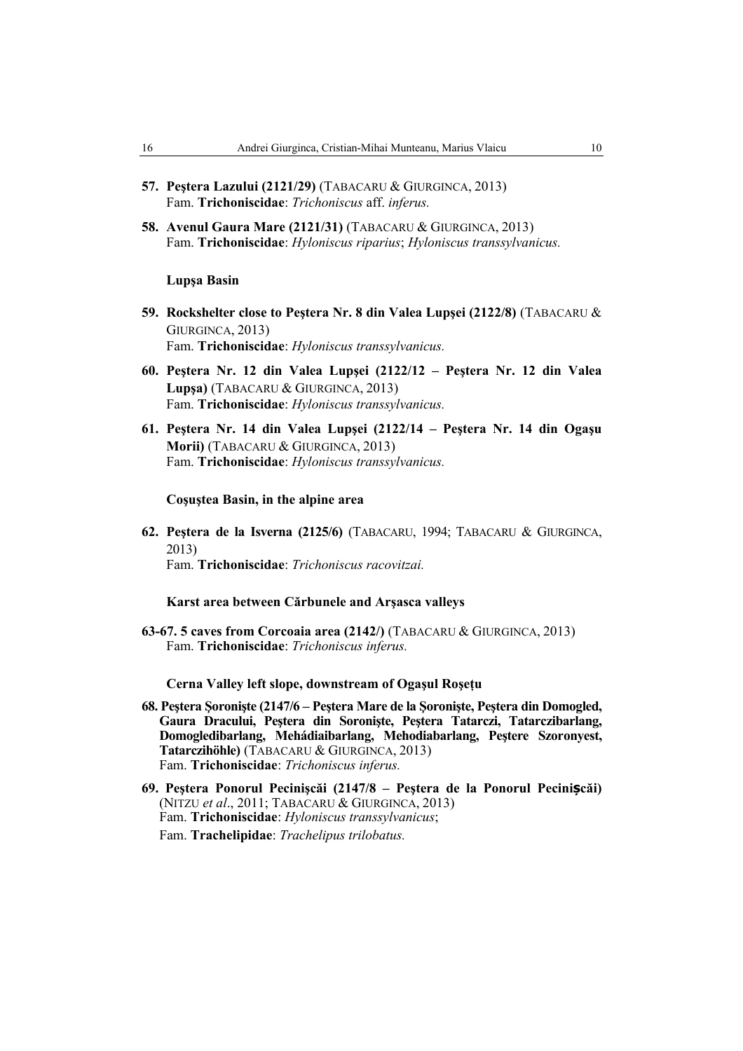**57. Peştera Lazului (2121/29)** (TABACARU & GIURGINCA, 2013)
Fam. **Trichoniscidae**: *Trichoniscus* aff. *inferus.*

**58. Avenul Gaura Mare (2121/31)** (TABACARU & GIURGINCA, 2013)
Fam. **Trichoniscidae**: *Hyloniscus riparius*; *Hyloniscus transsylvanicus.*

**Lupşa Basin**

**59. Rockshelter close to Peştera Nr. 8 din Valea Lupşei (2122/8)** (TABACARU & GIURGINCA, 2013)
Fam. **Trichoniscidae**: *Hyloniscus transsylvanicus.*

**60. Peştera Nr. 12 din Valea Lupşei (2122/12 – Peştera Nr. 12 din Valea Lupşa)** (TABACARU & GIURGINCA, 2013)
Fam. **Trichoniscidae**: *Hyloniscus transsylvanicus.*

**61. Peştera Nr. 14 din Valea Lupşei (2122/14 – Peştera Nr. 14 din Ogaşu Morii)** (TABACARU & GIURGINCA, 2013)
Fam. **Trichoniscidae**: *Hyloniscus transsylvanicus.*

**Coşuştea Basin, in the alpine area**

**62. Peştera de la Isverna (2125/6)** (TABACARU, 1994; TABACARU & GIURGINCA, 2013)
Fam. **Trichoniscidae**: *Trichoniscus racovitzai.*

**Karst area between Cărbunele and Arşasca valleys**

**63-67. 5 caves from Corcoaia area (2142/)** (TABACARU & GIURGINCA, 2013)
Fam. **Trichoniscidae**: *Trichoniscus inferus.*

**Cerna Valley left slope, downstream of Ogaşul Roşeţu**

**68. Peştera Şoronişte (2147/6 – Peştera Mare de la Şoronişte, Peştera din Domogled, Gaura Dracului, Peştera din Soronişte, Peştera Tatarczi, Tatarczibarlang, Domogledibarlang, Mehádiaibarlang, Mehodiabarlang, Peştere Szoronyest, Tatarczihöhle)** (TABACARU & GIURGINCA, 2013)
Fam. **Trichoniscidae**: *Trichoniscus inferus.*

**69. Peştera Ponorul Pecinişcăi (2147/8 – Peştera de la Ponorul Pecinişcăi)** (NITZU *et al*., 2011; TABACARU & GIURGINCA, 2013)
Fam. **Trichoniscidae**: *Hyloniscus transsylvanicus*;
Fam. **Trachelipidae**: *Trachelipus trilobatus.*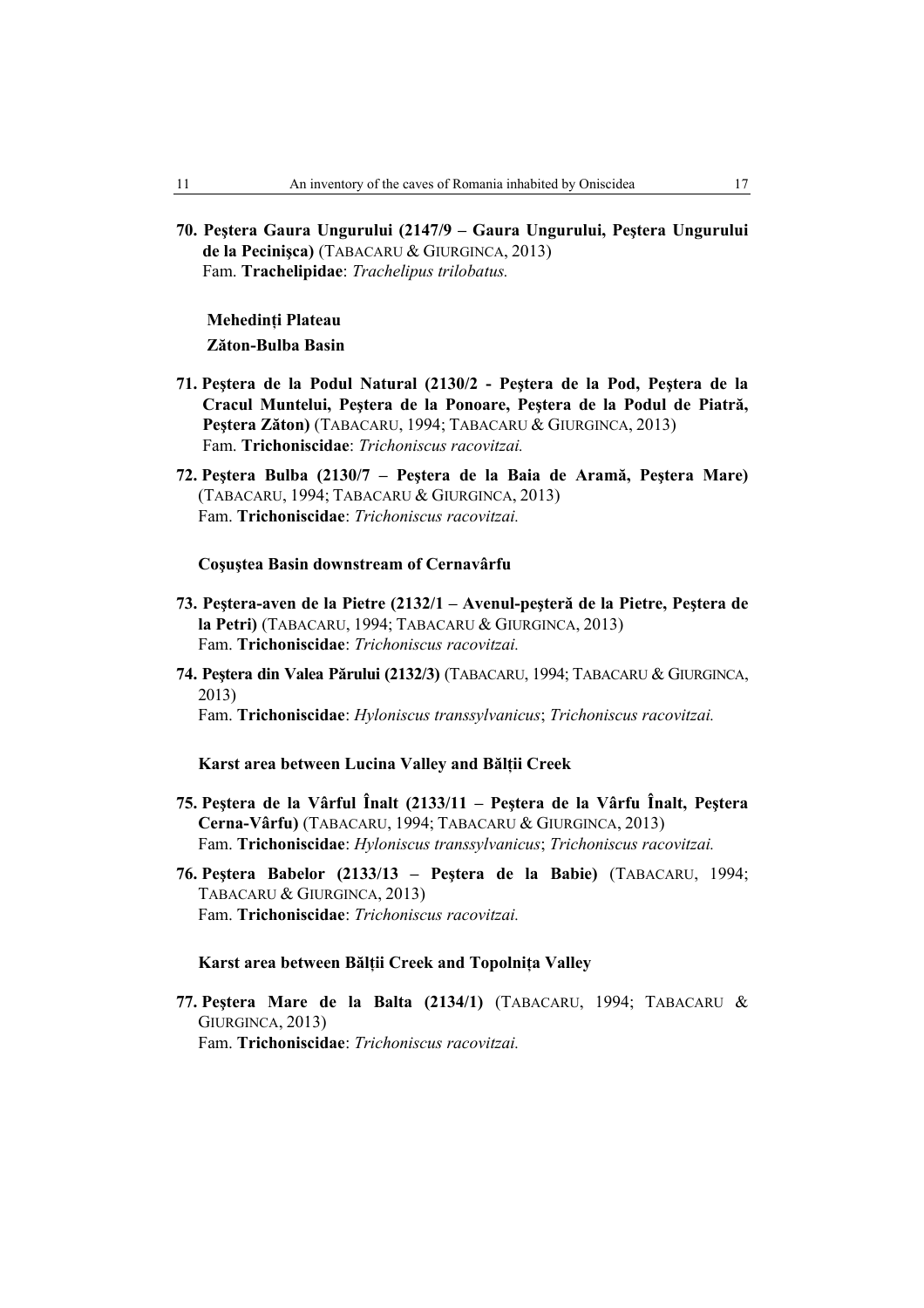**70. Peştera Gaura Ungurului (2147/9 – Gaura Ungurului, Peştera Ungurului de la Pecinişca)** (TABACARU & GIURGINCA, 2013)
Fam. **Trachelipidae**: *Trachelipus trilobatus.*

**Mehedinți Plateau**

**Zăton-Bulba Basin**

**71. Peştera de la Podul Natural (2130/2 - Peştera de la Pod, Peştera de la Cracul Muntelui, Peştera de la Ponoare, Peştera de la Podul de Piatră, Peştera Zăton)** (TABACARU, 1994; TABACARU & GIURGINCA, 2013)
Fam. **Trichoniscidae**: *Trichoniscus racovitzai.*

**72. Peştera Bulba (2130/7 – Peştera de la Baia de Aramă, Peştera Mare)** (TABACARU, 1994; TABACARU & GIURGINCA, 2013)
Fam. **Trichoniscidae**: *Trichoniscus racovitzai.*

**Coşuştea Basin downstream of Cernavârfu**

**73. Peştera-aven de la Pietre (2132/1 – Avenul-peşteră de la Pietre, Peştera de la Petri)** (TABACARU, 1994; TABACARU & GIURGINCA, 2013)
Fam. **Trichoniscidae**: *Trichoniscus racovitzai.*

**74. Peştera din Valea Părului (2132/3)** (TABACARU, 1994; TABACARU & GIURGINCA, 2013)
Fam. **Trichoniscidae**: *Hyloniscus transsylvanicus*; *Trichoniscus racovitzai.*

**Karst area between Lucina Valley and Bălții Creek**

**75. Peştera de la Vârful Înalt (2133/11 – Peştera de la Vârfu Înalt, Peştera Cerna-Vârfu)** (TABACARU, 1994; TABACARU & GIURGINCA, 2013)
Fam. **Trichoniscidae**: *Hyloniscus transsylvanicus*; *Trichoniscus racovitzai.*

**76. Peştera Babelor (2133/13 – Peştera de la Babie)** (TABACARU, 1994; TABACARU & GIURGINCA, 2013)
Fam. **Trichoniscidae**: *Trichoniscus racovitzai.*

**Karst area between Bălții Creek and Topolnița Valley**

**77. Peştera Mare de la Balta (2134/1)** (TABACARU, 1994; TABACARU & GIURGINCA, 2013)
Fam. **Trichoniscidae**: *Trichoniscus racovitzai.*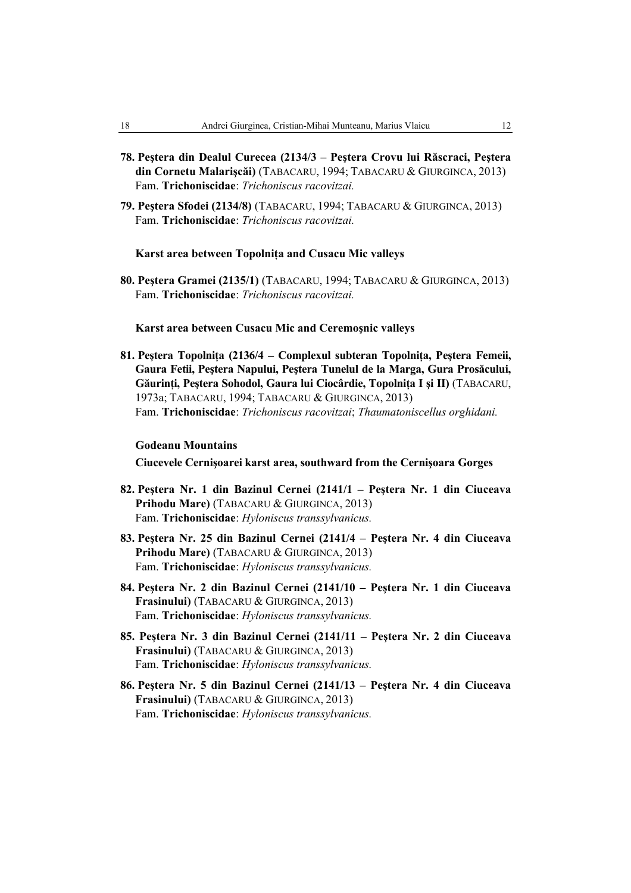**78. Peştera din Dealul Curecea (2134/3 – Peştera Crovu lui Răscraci, Peştera din Cornetu Malarişcăi)** (TABACARU, 1994; TABACARU & GIURGINCA, 2013)
Fam. **Trichoniscidae**: *Trichoniscus racovitzai.*

**79. Peştera Sfodei (2134/8)** (TABACARU, 1994; TABACARU & GIURGINCA, 2013)
Fam. **Trichoniscidae**: *Trichoniscus racovitzai.*

**Karst area between Topolniţa and Cusacu Mic valleys**

**80. Peştera Gramei (2135/1)** (TABACARU, 1994; TABACARU & GIURGINCA, 2013)
Fam. **Trichoniscidae**: *Trichoniscus racovitzai.*

**Karst area between Cusacu Mic and Ceremoşnic valleys**

**81. Peştera Topolniţa (2136/4 – Complexul subteran Topolniţa, Peştera Femeii, Gaura Fetii, Peştera Napului, Peştera Tunelul de la Marga, Gura Prosăcului, Găurinţi, Peştera Sohodol, Gaura lui Ciocârdie, Topolniţa I şi II)** (TABACARU, 1973a; TABACARU, 1994; TABACARU & GIURGINCA, 2013)
Fam. **Trichoniscidae**: *Trichoniscus racovitzai*; *Thaumatoniscellus orghidani.*

**Godeanu Mountains**

**Ciucevele Cernişoarei karst area, southward from the Cernişoara Gorges**

**82. Peştera Nr. 1 din Bazinul Cernei (2141/1 – Peştera Nr. 1 din Ciuceava Prihodu Mare)** (TABACARU & GIURGINCA, 2013)
Fam. **Trichoniscidae**: *Hyloniscus transsylvanicus.*

**83. Peştera Nr. 25 din Bazinul Cernei (2141/4 – Peştera Nr. 4 din Ciuceava Prihodu Mare)** (TABACARU & GIURGINCA, 2013)
Fam. **Trichoniscidae**: *Hyloniscus transsylvanicus.*

**84. Peştera Nr. 2 din Bazinul Cernei (2141/10 – Peştera Nr. 1 din Ciuceava Frasinului)** (TABACARU & GIURGINCA, 2013)
Fam. **Trichoniscidae**: *Hyloniscus transsylvanicus.*

**85. Peştera Nr. 3 din Bazinul Cernei (2141/11 – Peştera Nr. 2 din Ciuceava Frasinului)** (TABACARU & GIURGINCA, 2013)
Fam. **Trichoniscidae**: *Hyloniscus transsylvanicus.*

**86. Peştera Nr. 5 din Bazinul Cernei (2141/13 – Peştera Nr. 4 din Ciuceava Frasinului)** (TABACARU & GIURGINCA, 2013)
Fam. **Trichoniscidae**: *Hyloniscus transsylvanicus.*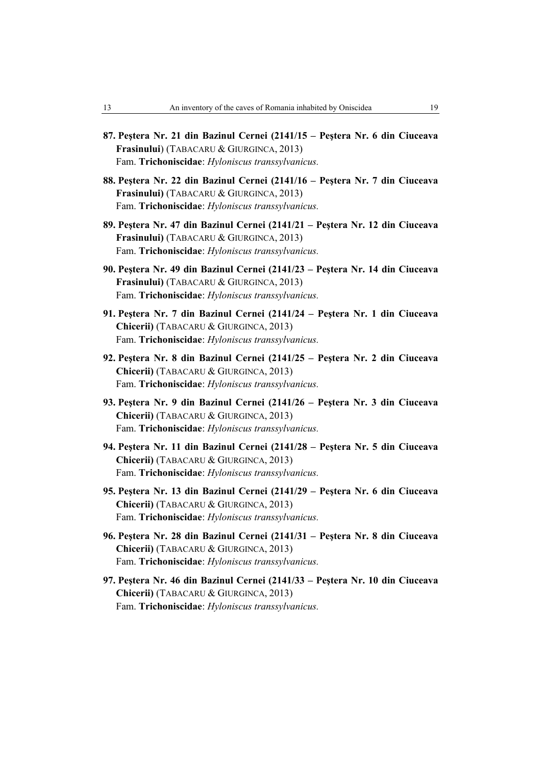**87. Peştera Nr. 21 din Bazinul Cernei (2141/15 – Peştera Nr. 6 din Ciuceava Frasinului**) (TABACARU & GIURGINCA, 2013)
Fam. **Trichoniscidae**: *Hyloniscus transsylvanicus.*

**88. Peştera Nr. 22 din Bazinul Cernei (2141/16 – Peştera Nr. 7 din Ciuceava Frasinului)** (TABACARU & GIURGINCA, 2013)
Fam. **Trichoniscidae**: *Hyloniscus transsylvanicus.*

**89. Peştera Nr. 47 din Bazinul Cernei (2141/21 – Peştera Nr. 12 din Ciuceava Frasinului)** (TABACARU & GIURGINCA, 2013)
Fam. **Trichoniscidae**: *Hyloniscus transsylvanicus.*

**90. Peştera Nr. 49 din Bazinul Cernei (2141/23 – Peştera Nr. 14 din Ciuceava Frasinului)** (TABACARU & GIURGINCA, 2013)
Fam. **Trichoniscidae**: *Hyloniscus transsylvanicus.*

**91. Peştera Nr. 7 din Bazinul Cernei (2141/24 – Peştera Nr. 1 din Ciuceava Chicerii)** (TABACARU & GIURGINCA, 2013)
Fam. **Trichoniscidae**: *Hyloniscus transsylvanicus.*

**92. Peştera Nr. 8 din Bazinul Cernei (2141/25 – Peştera Nr. 2 din Ciuceava Chicerii)** (TABACARU & GIURGINCA, 2013)
Fam. **Trichoniscidae**: *Hyloniscus transsylvanicus.*

**93. Peştera Nr. 9 din Bazinul Cernei (2141/26 – Peştera Nr. 3 din Ciuceava Chicerii)** (TABACARU & GIURGINCA, 2013)
Fam. **Trichoniscidae**: *Hyloniscus transsylvanicus.*

**94. Peştera Nr. 11 din Bazinul Cernei (2141/28 – Peştera Nr. 5 din Ciuceava Chicerii)** (TABACARU & GIURGINCA, 2013)
Fam. **Trichoniscidae**: *Hyloniscus transsylvanicus.*

**95. Peştera Nr. 13 din Bazinul Cernei (2141/29 – Peştera Nr. 6 din Ciuceava Chicerii)** (TABACARU & GIURGINCA, 2013)
Fam. **Trichoniscidae**: *Hyloniscus transsylvanicus.*

**96. Peştera Nr. 28 din Bazinul Cernei (2141/31 – Peştera Nr. 8 din Ciuceava Chicerii)** (TABACARU & GIURGINCA, 2013)
Fam. **Trichoniscidae**: *Hyloniscus transsylvanicus.*

**97. Peştera Nr. 46 din Bazinul Cernei (2141/33 – Peştera Nr. 10 din Ciuceava Chicerii)** (TABACARU & GIURGINCA, 2013)
Fam. **Trichoniscidae**: *Hyloniscus transsylvanicus.*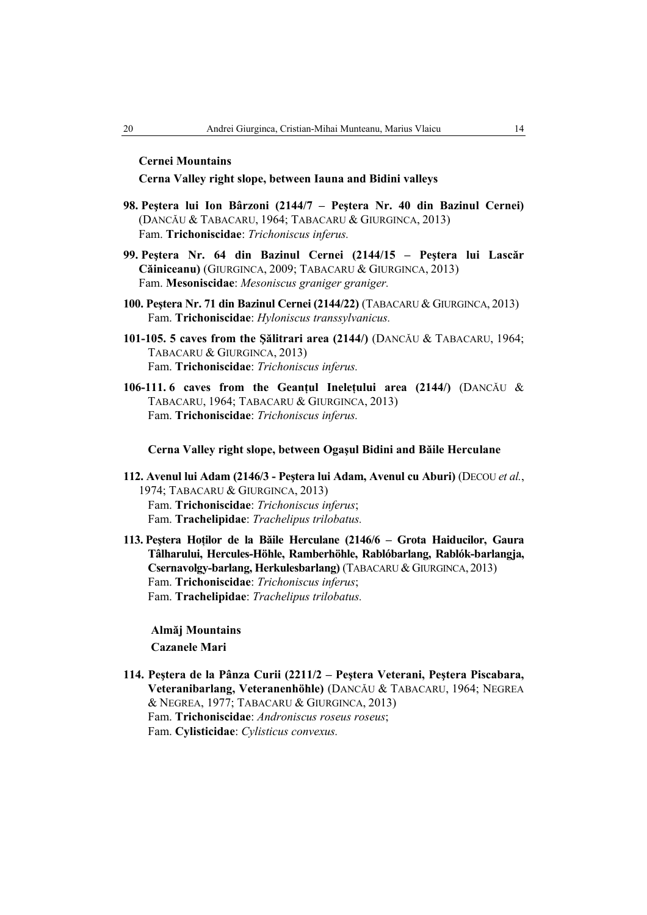**Cernei Mountains**

**Cerna Valley right slope, between Iauna and Bidini valleys**

**98. Peştera lui Ion Bârzoni (2144/7 – Peştera Nr. 40 din Bazinul Cernei)** (DANCĂU & TABACARU, 1964; TABACARU & GIURGINCA, 2013)
Fam. **Trichoniscidae**: *Trichoniscus inferus.*

**99. Peştera Nr. 64 din Bazinul Cernei (2144/15 – Peştera lui Lascăr Căiniceanu)** (GIURGINCA, 2009; TABACARU & GIURGINCA, 2013)
Fam. **Mesoniscidae**: *Mesoniscus graniger graniger.*

**100. Peştera Nr. 71 din Bazinul Cernei (2144/22)** (TABACARU & GIURGINCA, 2013)
Fam. **Trichoniscidae**: *Hyloniscus transsylvanicus.*

**101-105. 5 caves from the Şălitrari area (2144/)** (DANCĂU & TABACARU, 1964; TABACARU & GIURGINCA, 2013)
Fam. **Trichoniscidae**: *Trichoniscus inferus.*

**106-111. 6 caves from the Geanţul Ineleţului area (2144/)** (DANCĂU & TABACARU, 1964; TABACARU & GIURGINCA, 2013)
Fam. **Trichoniscidae**: *Trichoniscus inferus.*

**Cerna Valley right slope, between Ogaşul Bidini and Băile Herculane**

**112. Avenul lui Adam (2146/3 - Peştera lui Adam, Avenul cu Aburi)** (DECOU *et al.*, 1974; TABACARU & GIURGINCA, 2013)
Fam. **Trichoniscidae**: *Trichoniscus inferus*;
Fam. **Trachelipidae**: *Trachelipus trilobatus.*

**113. Peştera Hoţilor de la Băile Herculane (2146/6 – Grota Haiducilor, Gaura Tâlharului, Hercules-Höhle, Ramberhöhle, Rablóbarlang, Rablók-barlangja, Csernavolgy-barlang, Herkulesbarlang)** (TABACARU & GIURGINCA, 2013)
Fam. **Trichoniscidae**: *Trichoniscus inferus*;
Fam. **Trachelipidae**: *Trachelipus trilobatus.*

**Almăj Mountains**

**Cazanele Mari**

**114. Peştera de la Pânza Curii (2211/2 – Peştera Veterani, Peştera Piscabara, Veteranibarlang, Veteranenhöhle)** (DANCĂU & TABACARU, 1964; NEGREA & NEGREA, 1977; TABACARU & GIURGINCA, 2013)
Fam. **Trichoniscidae**: *Androniscus roseus roseus*;
Fam. **Cylisticidae**: *Cylisticus convexus.*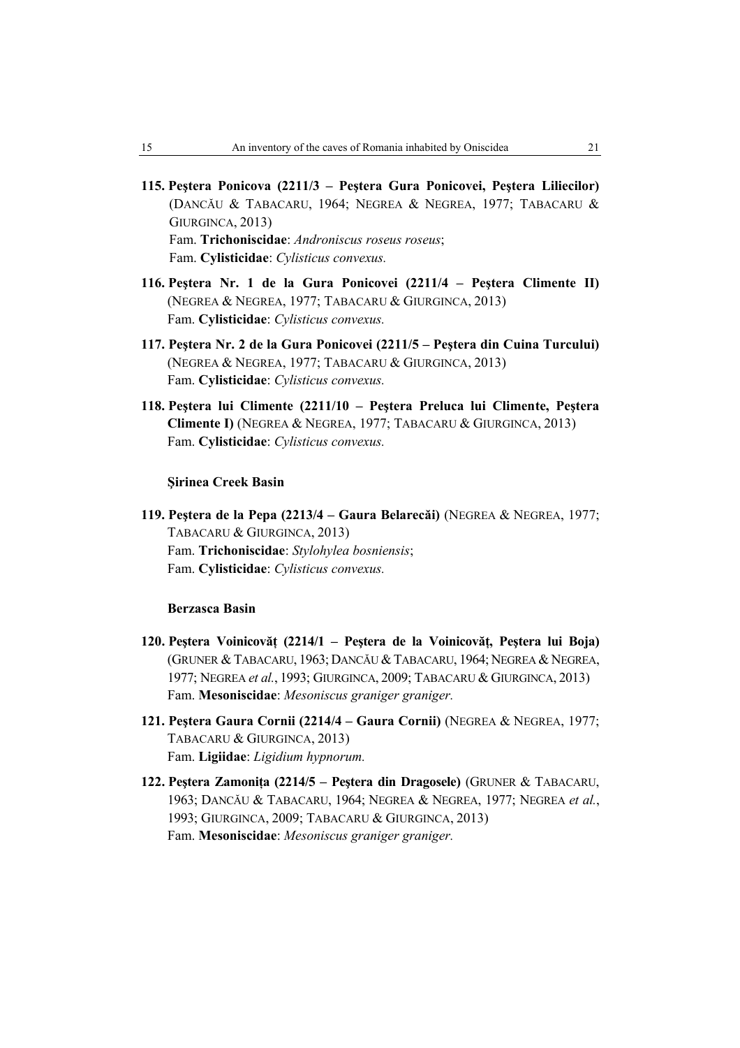**115. Peştera Ponicova (2211/3 – Peştera Gura Ponicovei, Peştera Liliecilor)** (DANCĂU & TABACARU, 1964; NEGREA & NEGREA, 1977; TABACARU & GIURGINCA, 2013)
Fam. **Trichoniscidae**: *Androniscus roseus roseus*;
Fam. **Cylisticidae**: *Cylisticus convexus.*

**116. Peştera Nr. 1 de la Gura Ponicovei (2211/4 – Peştera Climente II)** (NEGREA & NEGREA, 1977; TABACARU & GIURGINCA, 2013)
Fam. **Cylisticidae**: *Cylisticus convexus.*

**117. Peştera Nr. 2 de la Gura Ponicovei (2211/5 – Peştera din Cuina Turcului)** (NEGREA & NEGREA, 1977; TABACARU & GIURGINCA, 2013)
Fam. **Cylisticidae**: *Cylisticus convexus.*

**118. Peştera lui Climente (2211/10 – Peştera Preluca lui Climente, Peştera Climente I)** (NEGREA & NEGREA, 1977; TABACARU & GIURGINCA, 2013)
Fam. **Cylisticidae**: *Cylisticus convexus.*

**Şirinea Creek Basin**

**119. Peştera de la Pepa (2213/4 – Gaura Belarecăi)** (NEGREA & NEGREA, 1977; TABACARU & GIURGINCA, 2013)
Fam. **Trichoniscidae**: *Stylohylea bosniensis*;
Fam. **Cylisticidae**: *Cylisticus convexus.*

**Berzasca Basin**

**120. Peştera Voinicovăţ (2214/1 – Peştera de la Voinicovăţ, Peştera lui Boja)** (GRUNER & TABACARU, 1963; DANCĂU & TABACARU, 1964; NEGREA & NEGREA, 1977; NEGREA *et al.*, 1993; GIURGINCA, 2009; TABACARU & GIURGINCA, 2013)
Fam. **Mesoniscidae**: *Mesoniscus graniger graniger.*

**121. Peştera Gaura Cornii (2214/4 – Gaura Cornii)** (NEGREA & NEGREA, 1977; TABACARU & GIURGINCA, 2013)
Fam. **Ligiidae**: *Ligidium hypnorum.*

**122. Peştera Zamoniţa (2214/5 – Peştera din Dragosele)** (GRUNER & TABACARU, 1963; DANCĂU & TABACARU, 1964; NEGREA & NEGREA, 1977; NEGREA *et al.*, 1993; GIURGINCA, 2009; TABACARU & GIURGINCA, 2013)
Fam. **Mesoniscidae**: *Mesoniscus graniger graniger.*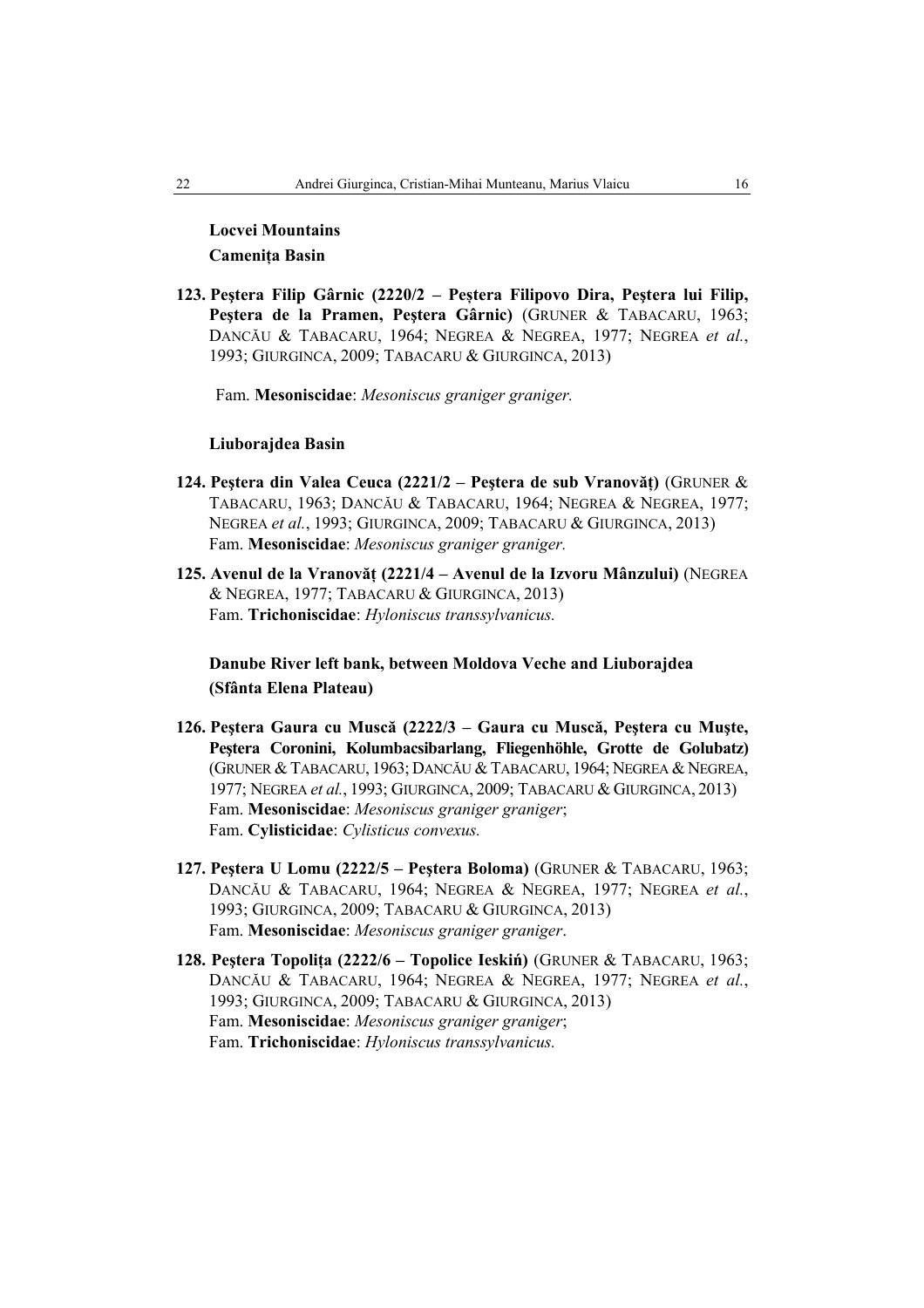**Locvei Mountains**

**Camenița Basin**

**123. Peştera Filip Gârnic (2220/2 – Peştera Filipovo Dira, Peştera lui Filip, Peştera de la Pramen, Peştera Gârnic)** (GRUNER & TABACARU, 1963; DANCĂU & TABACARU, 1964; NEGREA & NEGREA, 1977; NEGREA *et al.*, 1993; GIURGINCA, 2009; TABACARU & GIURGINCA, 2013)

Fam. **Mesoniscidae**: *Mesoniscus graniger graniger.*

**Liuborajdea Basin**

**124. Peştera din Valea Ceuca (2221/2 – Peştera de sub Vranovăț)** (GRUNER & TABACARU, 1963; DANCĂU & TABACARU, 1964; NEGREA & NEGREA, 1977; NEGREA *et al.*, 1993; GIURGINCA, 2009; TABACARU & GIURGINCA, 2013)
Fam. **Mesoniscidae**: *Mesoniscus graniger graniger.*

**125. Avenul de la Vranovăț (2221/4 – Avenul de la Izvoru Mânzului)** (NEGREA & NEGREA, 1977; TABACARU & GIURGINCA, 2013)
Fam. **Trichoniscidae**: *Hyloniscus transsylvanicus.*

**Danube River left bank, between Moldova Veche and Liuborajdea (Sfânta Elena Plateau)**

**126. Peştera Gaura cu Muscă (2222/3 – Gaura cu Muscă, Peştera cu Muşte, Peştera Coronini, Kolumbacsibarlang, Fliegenhöhle, Grotte de Golubatz)** (GRUNER & TABACARU, 1963; DANCĂU & TABACARU, 1964; NEGREA & NEGREA, 1977; NEGREA *et al.*, 1993; GIURGINCA, 2009; TABACARU & GIURGINCA, 2013)
Fam. **Mesoniscidae**: *Mesoniscus graniger graniger*;
Fam. **Cylisticidae**: *Cylisticus convexus.*

**127. Peştera U Lomu (2222/5 – Peştera Boloma)** (GRUNER & TABACARU, 1963; DANCĂU & TABACARU, 1964; NEGREA & NEGREA, 1977; NEGREA *et al.*, 1993; GIURGINCA, 2009; TABACARU & GIURGINCA, 2013)
Fam. **Mesoniscidae**: *Mesoniscus graniger graniger*.

**128. Peştera Topolița (2222/6 – Topolice Ieskiń)** (GRUNER & TABACARU, 1963; DANCĂU & TABACARU, 1964; NEGREA & NEGREA, 1977; NEGREA *et al.*, 1993; GIURGINCA, 2009; TABACARU & GIURGINCA, 2013)
Fam. **Mesoniscidae**: *Mesoniscus graniger graniger*;
Fam. **Trichoniscidae**: *Hyloniscus transsylvanicus.*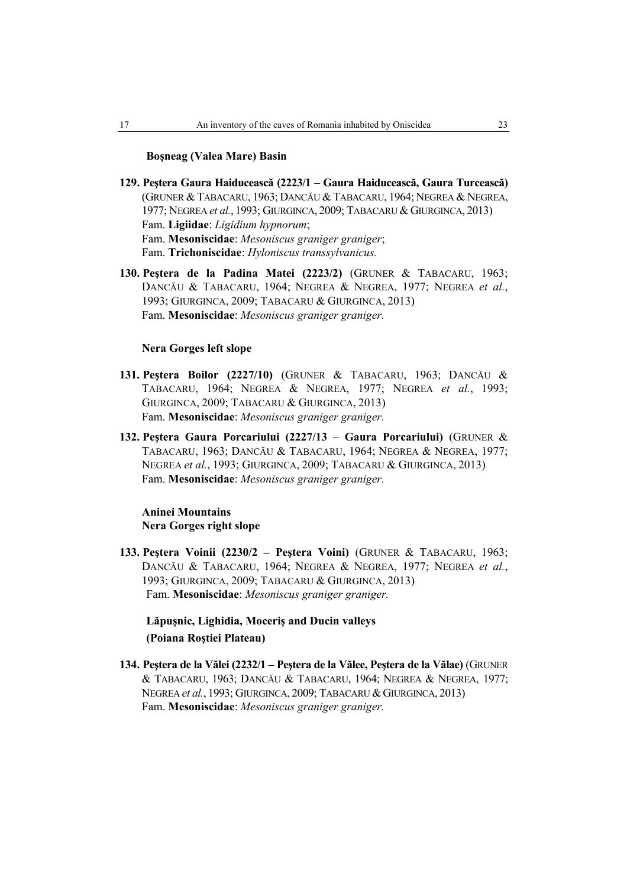**Boşneag (Valea Mare) Basin**

**129. Peştera Gaura Haiducească (2223/1 – Gaura Haiducească, Gaura Turcească)** (GRUNER & TABACARU, 1963; DANCĂU & TABACARU, 1964; NEGREA & NEGREA, 1977; NEGREA *et al.*, 1993; GIURGINCA, 2009; TABACARU & GIURGINCA, 2013)
Fam. **Ligiidae**: *Ligidium hypnorum*;
Fam. **Mesoniscidae**: *Mesoniscus graniger graniger*;
Fam. **Trichoniscidae**: *Hyloniscus transsylvanicus.*

**130. Peştera de la Padina Matei (2223/2)** (GRUNER & TABACARU, 1963; DANCĂU & TABACARU, 1964; NEGREA & NEGREA, 1977; NEGREA *et al.*, 1993; GIURGINCA, 2009; TABACARU & GIURGINCA, 2013)
Fam. **Mesoniscidae**: *Mesoniscus graniger graniger.*

**Nera Gorges left slope**

**131. Peştera Boilor (2227/10)** (GRUNER & TABACARU, 1963; DANCĂU & TABACARU, 1964; NEGREA & NEGREA, 1977; NEGREA *et al.*, 1993; GIURGINCA, 2009; TABACARU & GIURGINCA, 2013)
Fam. **Mesoniscidae**: *Mesoniscus graniger graniger.*

**132. Peştera Gaura Porcariului (2227/13 – Gaura Porcariului)** (GRUNER & TABACARU, 1963; DANCĂU & TABACARU, 1964; NEGREA & NEGREA, 1977; NEGREA *et al.*, 1993; GIURGINCA, 2009; TABACARU & GIURGINCA, 2013)
Fam. **Mesoniscidae**: *Mesoniscus graniger graniger.*

**Aninei Mountains**
**Nera Gorges right slope**

**133. Peştera Voinii (2230/2 – Peştera Voini)** (GRUNER & TABACARU, 1963; DANCĂU & TABACARU, 1964; NEGREA & NEGREA, 1977; NEGREA *et al.*, 1993; GIURGINCA, 2009; TABACARU & GIURGINCA, 2013)
Fam. **Mesoniscidae**: *Mesoniscus graniger graniger.*

**Lăpuşnic, Lighidia, Moceriş and Ducin valleys**
**(Poiana Roştiei Plateau)**

**134. Peştera de la Vălei (2232/1 – Peştera de la Vălee, Peştera de la Vălae)** (GRUNER & TABACARU, 1963; DANCĂU & TABACARU, 1964; NEGREA & NEGREA, 1977; NEGREA *et al.*, 1993; GIURGINCA, 2009; TABACARU & GIURGINCA, 2013)
Fam. **Mesoniscidae**: *Mesoniscus graniger graniger.*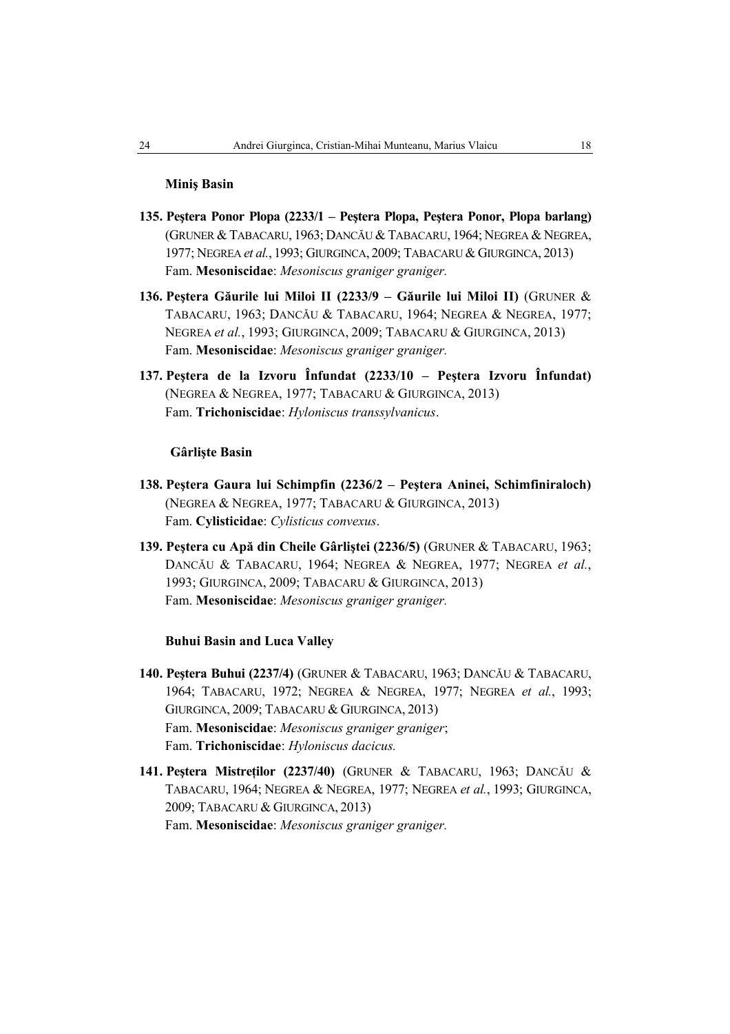**Miniş Basin**

**135. Peştera Ponor Plopa (2233/1 – Peştera Plopa, Peştera Ponor, Plopa barlang)** (GRUNER & TABACARU, 1963; DANCĂU & TABACARU, 1964; NEGREA & NEGREA, 1977; NEGREA *et al.*, 1993; GIURGINCA, 2009; TABACARU & GIURGINCA, 2013)
Fam. **Mesoniscidae**: *Mesoniscus graniger graniger.*

**136. Peştera Găurile lui Miloi II (2233/9 – Găurile lui Miloi II)** (GRUNER & TABACARU, 1963; DANCĂU & TABACARU, 1964; NEGREA & NEGREA, 1977; NEGREA *et al.*, 1993; GIURGINCA, 2009; TABACARU & GIURGINCA, 2013)
Fam. **Mesoniscidae**: *Mesoniscus graniger graniger.*

**137. Peştera de la Izvoru Înfundat (2233/10 – Peştera Izvoru Înfundat)** (NEGREA & NEGREA, 1977; TABACARU & GIURGINCA, 2013)
Fam. **Trichoniscidae**: *Hyloniscus transsylvanicus*.

**Gârlişte Basin**

**138. Peştera Gaura lui Schimpfin (2236/2 – Peştera Aninei, Schimfiniraloch)** (NEGREA & NEGREA, 1977; TABACARU & GIURGINCA, 2013)
Fam. **Cylisticidae**: *Cylisticus convexus*.

**139. Peştera cu Apă din Cheile Gârliştei (2236/5)** (GRUNER & TABACARU, 1963; DANCĂU & TABACARU, 1964; NEGREA & NEGREA, 1977; NEGREA *et al.*, 1993; GIURGINCA, 2009; TABACARU & GIURGINCA, 2013)
Fam. **Mesoniscidae**: *Mesoniscus graniger graniger.*

**Buhui Basin and Luca Valley**

**140. Peştera Buhui (2237/4)** (GRUNER & TABACARU, 1963; DANCĂU & TABACARU, 1964; TABACARU, 1972; NEGREA & NEGREA, 1977; NEGREA *et al.*, 1993; GIURGINCA, 2009; TABACARU & GIURGINCA, 2013)
Fam. **Mesoniscidae**: *Mesoniscus graniger graniger*;
Fam. **Trichoniscidae**: *Hyloniscus dacicus.*

**141. Peştera Mistreților (2237/40)** (GRUNER & TABACARU, 1963; DANCĂU & TABACARU, 1964; NEGREA & NEGREA, 1977; NEGREA *et al.*, 1993; GIURGINCA, 2009; TABACARU & GIURGINCA, 2013)
Fam. **Mesoniscidae**: *Mesoniscus graniger graniger.*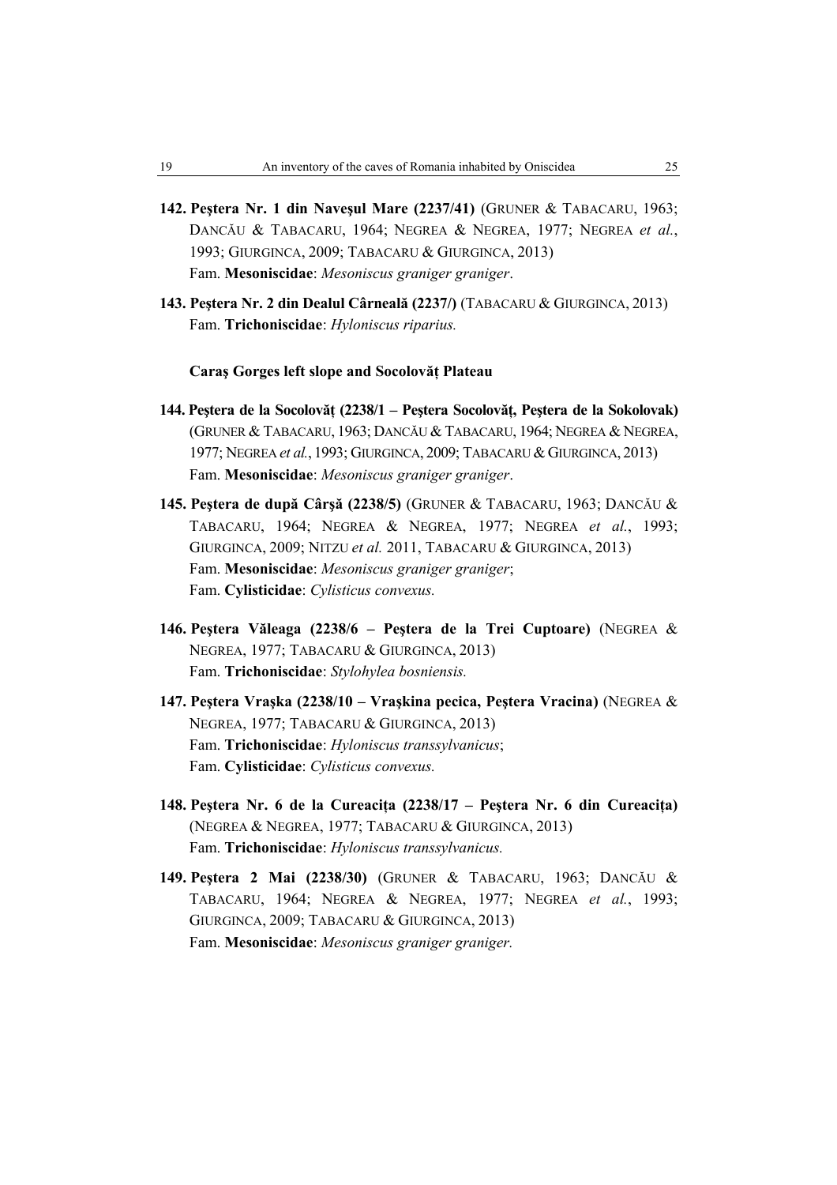**142. Peştera Nr. 1 din Naveşul Mare (2237/41)** (GRUNER & TABACARU, 1963; DANCĂU & TABACARU, 1964; NEGREA & NEGREA, 1977; NEGREA *et al.*, 1993; GIURGINCA, 2009; TABACARU & GIURGINCA, 2013)
Fam. **Mesoniscidae**: *Mesoniscus graniger graniger*.

**143. Peştera Nr. 2 din Dealul Cârneală (2237/)** (TABACARU & GIURGINCA, 2013)
Fam. **Trichoniscidae**: *Hyloniscus riparius.*

**Caraş Gorges left slope and Socolovăț Plateau**

**144. Peştera de la Socolovăț (2238/1 – Peştera Socolovăț, Peştera de la Sokolovak)** (GRUNER & TABACARU, 1963; DANCĂU & TABACARU, 1964; NEGREA & NEGREA, 1977; NEGREA *et al.*, 1993; GIURGINCA, 2009; TABACARU & GIURGINCA, 2013)
Fam. **Mesoniscidae**: *Mesoniscus graniger graniger*.

**145. Peştera de după Cârşă (2238/5)** (GRUNER & TABACARU, 1963; DANCĂU & TABACARU, 1964; NEGREA & NEGREA, 1977; NEGREA *et al.*, 1993; GIURGINCA, 2009; NITZU *et al.* 2011, TABACARU & GIURGINCA, 2013)
Fam. **Mesoniscidae**: *Mesoniscus graniger graniger*;
Fam. **Cylisticidae**: *Cylisticus convexus.*

**146. Peştera Văleaga (2238/6 – Peştera de la Trei Cuptoare)** (NEGREA & NEGREA, 1977; TABACARU & GIURGINCA, 2013)
Fam. **Trichoniscidae**: *Stylohylea bosniensis.*

**147. Peştera Vraşka (2238/10 – Vraşkina pecica, Peştera Vracina)** (NEGREA & NEGREA, 1977; TABACARU & GIURGINCA, 2013)
Fam. **Trichoniscidae**: *Hyloniscus transsylvanicus*;
Fam. **Cylisticidae**: *Cylisticus convexus.*

**148. Peştera Nr. 6 de la Cureacița (2238/17 – Peştera Nr. 6 din Cureacița)** (NEGREA & NEGREA, 1977; TABACARU & GIURGINCA, 2013)
Fam. **Trichoniscidae**: *Hyloniscus transsylvanicus.*

**149. Peştera 2 Mai (2238/30)** (GRUNER & TABACARU, 1963; DANCĂU & TABACARU, 1964; NEGREA & NEGREA, 1977; NEGREA *et al.*, 1993; GIURGINCA, 2009; TABACARU & GIURGINCA, 2013)
Fam. **Mesoniscidae**: *Mesoniscus graniger graniger.*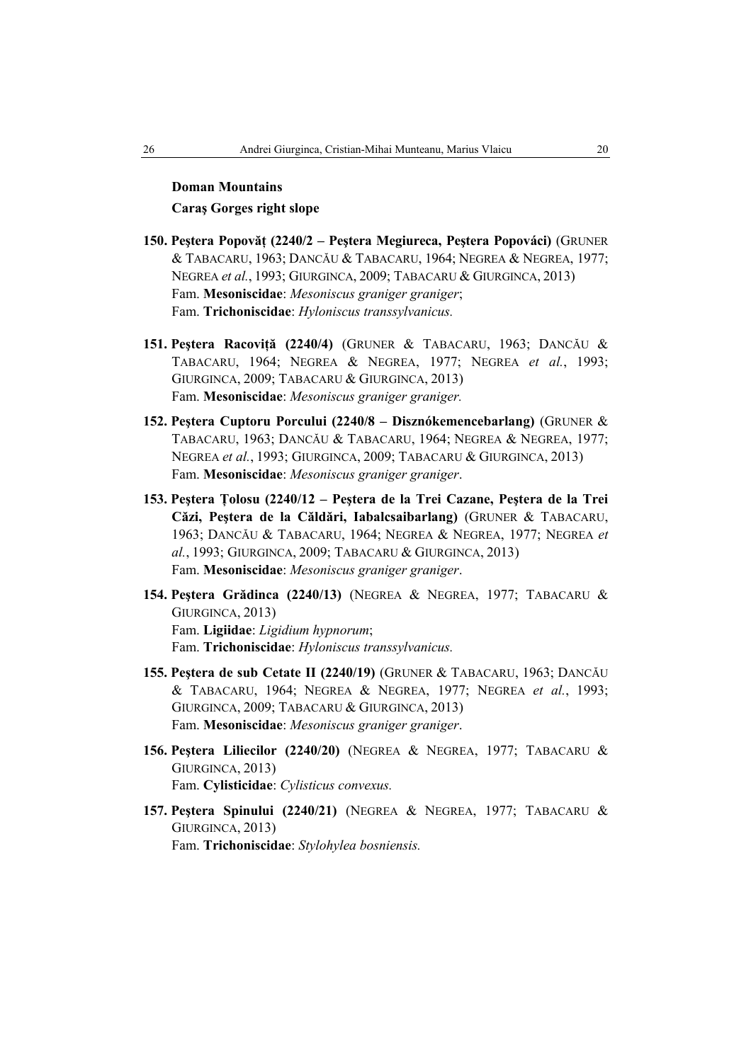**Doman Mountains**

**Caraş Gorges right slope**

**150. Peştera Popovăţ (2240/2 – Peştera Megiureca, Peştera Popováci)** (GRUNER & TABACARU, 1963; DANCĂU & TABACARU, 1964; NEGREA & NEGREA, 1977; NEGREA *et al.*, 1993; GIURGINCA, 2009; TABACARU & GIURGINCA, 2013)
Fam. **Mesoniscidae**: *Mesoniscus graniger graniger*;
Fam. **Trichoniscidae**: *Hyloniscus transsylvanicus.*

**151. Peştera Racoviţă (2240/4)** (GRUNER & TABACARU, 1963; DANCĂU & TABACARU, 1964; NEGREA & NEGREA, 1977; NEGREA *et al.*, 1993; GIURGINCA, 2009; TABACARU & GIURGINCA, 2013)
Fam. **Mesoniscidae**: *Mesoniscus graniger graniger.*

**152. Peştera Cuptoru Porcului (2240/8 – Disznókemencebarlang)** (GRUNER & TABACARU, 1963; DANCĂU & TABACARU, 1964; NEGREA & NEGREA, 1977; NEGREA *et al.*, 1993; GIURGINCA, 2009; TABACARU & GIURGINCA, 2013)
Fam. **Mesoniscidae**: *Mesoniscus graniger graniger*.

**153. Peştera Ţolosu (2240/12 – Peştera de la Trei Cazane, Peştera de la Trei Căzi, Peştera de la Căldări, Iabalcsaibarlang)** (GRUNER & TABACARU, 1963; DANCĂU & TABACARU, 1964; NEGREA & NEGREA, 1977; NEGREA *et al.*, 1993; GIURGINCA, 2009; TABACARU & GIURGINCA, 2013)
Fam. **Mesoniscidae**: *Mesoniscus graniger graniger*.

**154. Peştera Grădinca (2240/13)** (NEGREA & NEGREA, 1977; TABACARU & GIURGINCA, 2013)
Fam. **Ligiidae**: *Ligidium hypnorum*;
Fam. **Trichoniscidae**: *Hyloniscus transsylvanicus.*

**155. Peştera de sub Cetate II (2240/19)** (GRUNER & TABACARU, 1963; DANCĂU & TABACARU, 1964; NEGREA & NEGREA, 1977; NEGREA *et al.*, 1993; GIURGINCA, 2009; TABACARU & GIURGINCA, 2013)
Fam. **Mesoniscidae**: *Mesoniscus graniger graniger*.

**156. Peştera Liliecilor (2240/20)** (NEGREA & NEGREA, 1977; TABACARU & GIURGINCA, 2013)
Fam. **Cylisticidae**: *Cylisticus convexus.*

**157. Peştera Spinului (2240/21)** (NEGREA & NEGREA, 1977; TABACARU & GIURGINCA, 2013)
Fam. **Trichoniscidae**: *Stylohylea bosniensis.*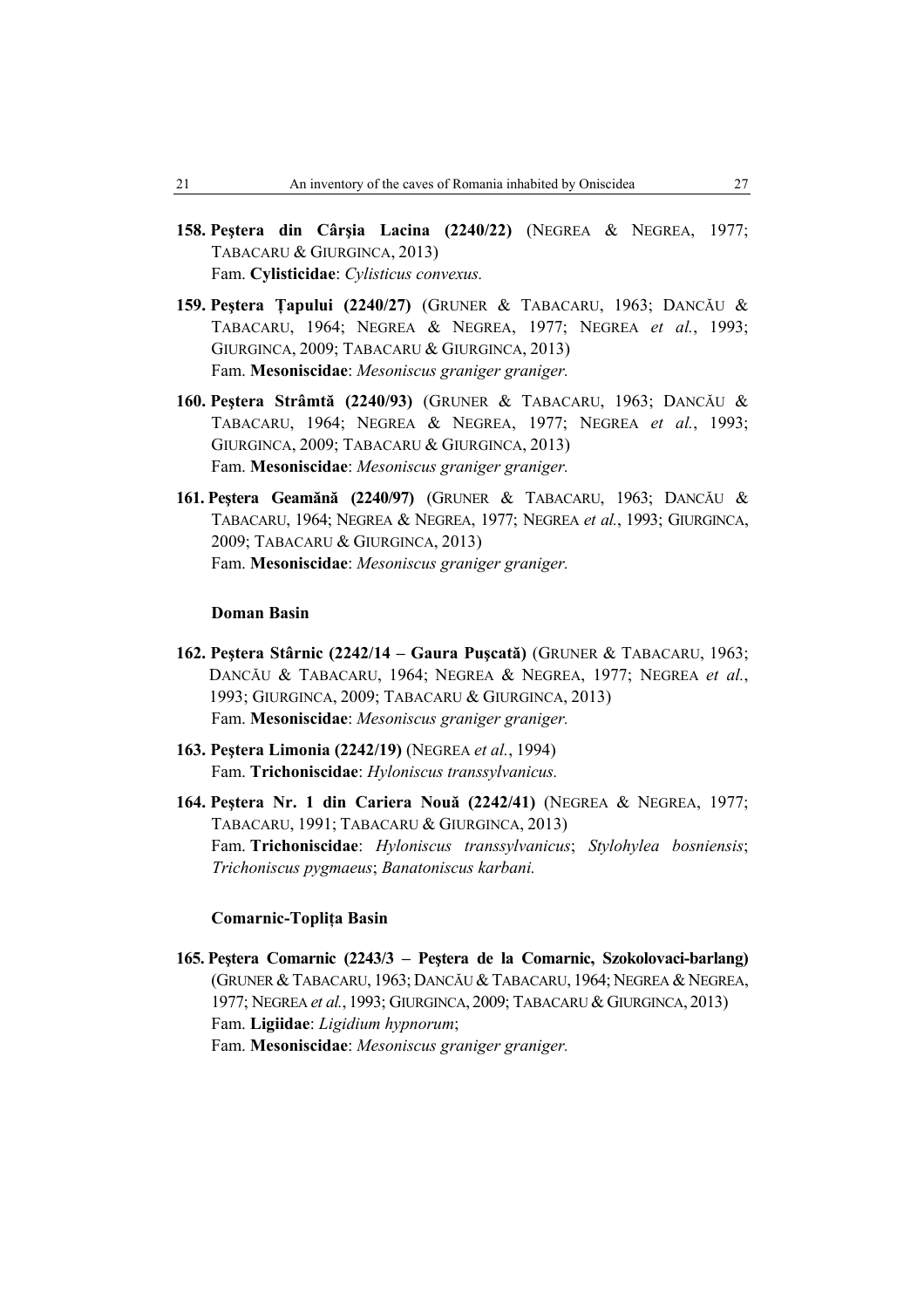**158. Peştera din Cârşia Lacina (2240/22)** (NEGREA & NEGREA, 1977; TABACARU & GIURGINCA, 2013)
Fam. **Cylisticidae**: *Cylisticus convexus.*

**159. Peştera Ţapului (2240/27)** (GRUNER & TABACARU, 1963; DANCĂU & TABACARU, 1964; NEGREA & NEGREA, 1977; NEGREA *et al.*, 1993; GIURGINCA, 2009; TABACARU & GIURGINCA, 2013)
Fam. **Mesoniscidae**: *Mesoniscus graniger graniger.*

**160. Peştera Strâmtă (2240/93)** (GRUNER & TABACARU, 1963; DANCĂU & TABACARU, 1964; NEGREA & NEGREA, 1977; NEGREA *et al.*, 1993; GIURGINCA, 2009; TABACARU & GIURGINCA, 2013)
Fam. **Mesoniscidae**: *Mesoniscus graniger graniger.*

**161. Peştera Geamănă (2240/97)** (GRUNER & TABACARU, 1963; DANCĂU & TABACARU, 1964; NEGREA & NEGREA, 1977; NEGREA *et al.*, 1993; GIURGINCA, 2009; TABACARU & GIURGINCA, 2013)
Fam. **Mesoniscidae**: *Mesoniscus graniger graniger.*

**Doman Basin**

**162. Peştera Stârnic (2242/14 – Gaura Puşcată)** (GRUNER & TABACARU, 1963; DANCĂU & TABACARU, 1964; NEGREA & NEGREA, 1977; NEGREA *et al.*, 1993; GIURGINCA, 2009; TABACARU & GIURGINCA, 2013)
Fam. **Mesoniscidae**: *Mesoniscus graniger graniger.*

**163. Peştera Limonia (2242/19)** (NEGREA *et al.*, 1994)
Fam. **Trichoniscidae**: *Hyloniscus transsylvanicus.*

**164. Peştera Nr. 1 din Cariera Nouă (2242/41)** (NEGREA & NEGREA, 1977; TABACARU, 1991; TABACARU & GIURGINCA, 2013)
Fam. **Trichoniscidae**: *Hyloniscus transsylvanicus*; *Stylohylea bosniensis*; *Trichoniscus pygmaeus*; *Banatoniscus karbani.*

**Comarnic-Topliţa Basin**

**165. Peştera Comarnic (2243/3 – Peştera de la Comarnic, Szokolovaci-barlang)** (GRUNER & TABACARU, 1963; DANCĂU & TABACARU, 1964; NEGREA & NEGREA, 1977; NEGREA *et al.*, 1993; GIURGINCA, 2009; TABACARU & GIURGINCA, 2013)
Fam. **Ligiidae**: *Ligidium hypnorum*;
Fam. **Mesoniscidae**: *Mesoniscus graniger graniger.*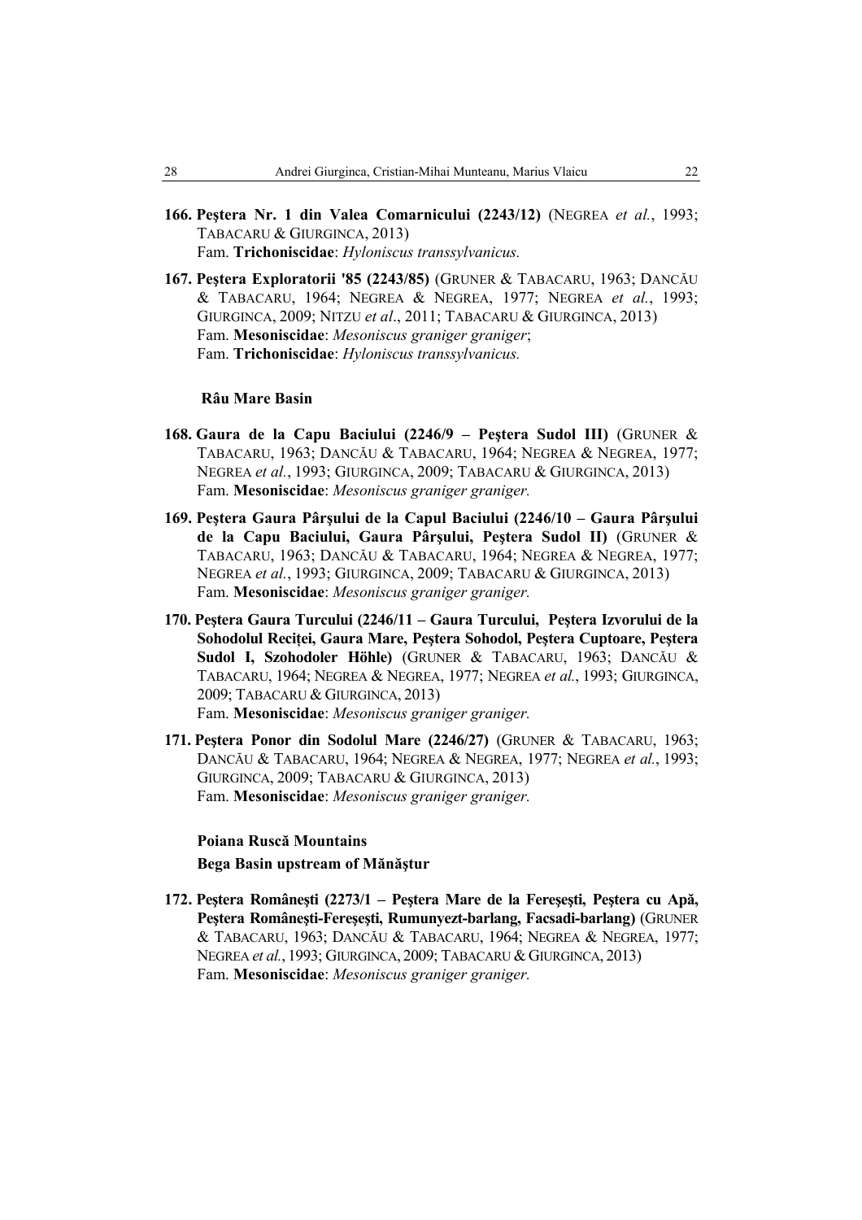**166. Peştera Nr. 1 din Valea Comarnicului (2243/12)** (NEGREA *et al.*, 1993; TABACARU & GIURGINCA, 2013)
Fam. **Trichoniscidae**: *Hyloniscus transsylvanicus.*

**167. Peştera Exploratorii '85 (2243/85)** (GRUNER & TABACARU, 1963; DANCĂU & TABACARU, 1964; NEGREA & NEGREA, 1977; NEGREA *et al.*, 1993; GIURGINCA, 2009; NITZU *et al*., 2011; TABACARU & GIURGINCA, 2013)
Fam. **Mesoniscidae**: *Mesoniscus graniger graniger*;
Fam. **Trichoniscidae**: *Hyloniscus transsylvanicus.*

**Râu Mare Basin**

**168. Gaura de la Capu Baciului (2246/9 – Peştera Sudol III)** (GRUNER & TABACARU, 1963; DANCĂU & TABACARU, 1964; NEGREA & NEGREA, 1977; NEGREA *et al.*, 1993; GIURGINCA, 2009; TABACARU & GIURGINCA, 2013)
Fam. **Mesoniscidae**: *Mesoniscus graniger graniger.*

**169. Peştera Gaura Pârşului de la Capul Baciului (2246/10 – Gaura Pârşului de la Capu Baciului, Gaura Pârşului, Peştera Sudol II)** (GRUNER & TABACARU, 1963; DANCĂU & TABACARU, 1964; NEGREA & NEGREA, 1977; NEGREA *et al.*, 1993; GIURGINCA, 2009; TABACARU & GIURGINCA, 2013)
Fam. **Mesoniscidae**: *Mesoniscus graniger graniger.*

**170. Peştera Gaura Turcului (2246/11 – Gaura Turcului, Peştera Izvorului de la Sohodolul Reciței, Gaura Mare, Peştera Sohodol, Peştera Cuptoare, Peştera Sudol I, Szohodoler Höhle)** (GRUNER & TABACARU, 1963; DANCĂU & TABACARU, 1964; NEGREA & NEGREA, 1977; NEGREA *et al.*, 1993; GIURGINCA, 2009; TABACARU & GIURGINCA, 2013)
Fam. **Mesoniscidae**: *Mesoniscus graniger graniger.*

**171. Peştera Ponor din Sodolul Mare (2246/27)** (GRUNER & TABACARU, 1963; DANCĂU & TABACARU, 1964; NEGREA & NEGREA, 1977; NEGREA *et al.*, 1993; GIURGINCA, 2009; TABACARU & GIURGINCA, 2013)
Fam. **Mesoniscidae**: *Mesoniscus graniger graniger.*

**Poiana Ruscă Mountains**

**Bega Basin upstream of Mănăştur**

**172. Peştera Româneşti (2273/1 – Peştera Mare de la Fereşeşti, Peştera cu Apă, Peştera Româneşti-Fereşeşti, Rumunyezt-barlang, Facsadi-barlang)** (GRUNER & TABACARU, 1963; DANCĂU & TABACARU, 1964; NEGREA & NEGREA, 1977; NEGREA *et al.*, 1993; GIURGINCA, 2009; TABACARU & GIURGINCA, 2013)
Fam. **Mesoniscidae**: *Mesoniscus graniger graniger.*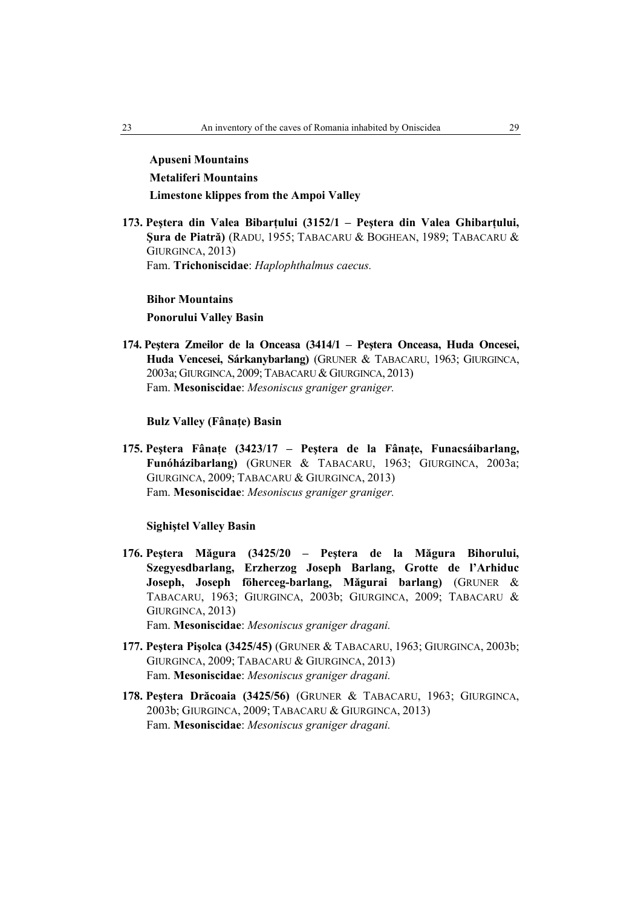**Apuseni Mountains**

**Metaliferi Mountains**

**Limestone klippes from the Ampoi Valley**

**173. Peştera din Valea Bibarţului (3152/1 – Peştera din Valea Ghibarţului, Şura de Piatră)** (RADU, 1955; TABACARU & BOGHEAN, 1989; TABACARU & GIURGINCA, 2013)
Fam. **Trichoniscidae**: *Haplophthalmus caecus.*

**Bihor Mountains**

**Ponorului Valley Basin**

**174. Peştera Zmeilor de la Onceasa (3414/1 – Peştera Onceasa, Huda Oncesei, Huda Vencesei, Sárkanybarlang)** (GRUNER & TABACARU, 1963; GIURGINCA, 2003a; GIURGINCA, 2009; TABACARU & GIURGINCA, 2013)
Fam. **Mesoniscidae**: *Mesoniscus graniger graniger.*

**Bulz Valley (Fânaţe) Basin**

**175. Peştera Fânaţe (3423/17 – Peştera de la Fânaţe, Funacsáibarlang, Funóházibarlang)** (GRUNER & TABACARU, 1963; GIURGINCA, 2003a; GIURGINCA, 2009; TABACARU & GIURGINCA, 2013)
Fam. **Mesoniscidae**: *Mesoniscus graniger graniger.*

**Sighiştel Valley Basin**

**176. Peştera Măgura (3425/20 – Peştera de la Măgura Bihorului, Szegyesdbarlang, Erzherzog Joseph Barlang, Grotte de l'Arhiduc Joseph, Joseph föherceg-barlang, Măgurai barlang)** (GRUNER & TABACARU, 1963; GIURGINCA, 2003b; GIURGINCA, 2009; TABACARU & GIURGINCA, 2013)
Fam. **Mesoniscidae**: *Mesoniscus graniger dragani.*

**177. Peştera Pişolca (3425/45)** (GRUNER & TABACARU, 1963; GIURGINCA, 2003b; GIURGINCA, 2009; TABACARU & GIURGINCA, 2013)
Fam. **Mesoniscidae**: *Mesoniscus graniger dragani.*

**178. Peştera Drăcoaia (3425/56)** (GRUNER & TABACARU, 1963; GIURGINCA, 2003b; GIURGINCA, 2009; TABACARU & GIURGINCA, 2013)
Fam. **Mesoniscidae**: *Mesoniscus graniger dragani.*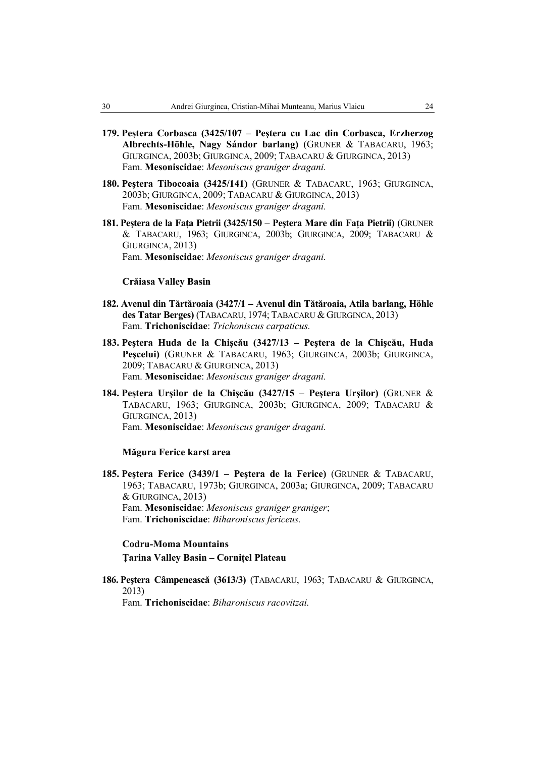**179. Peştera Corbasca (3425/107 – Peştera cu Lac din Corbasca, Erzherzog Albrechts-Höhle, Nagy Sándor barlang)** (GRUNER & TABACARU, 1963; GIURGINCA, 2003b; GIURGINCA, 2009; TABACARU & GIURGINCA, 2013)
Fam. **Mesoniscidae**: *Mesoniscus graniger dragani.*

**180. Peştera Tibocoaia (3425/141)** (GRUNER & TABACARU, 1963; GIURGINCA, 2003b; GIURGINCA, 2009; TABACARU & GIURGINCA, 2013)
Fam. **Mesoniscidae**: *Mesoniscus graniger dragani.*

**181. Peştera de la Fața Pietrii (3425/150 – Peştera Mare din Fața Pietrii)** (GRUNER & TABACARU, 1963; GIURGINCA, 2003b; GIURGINCA, 2009; TABACARU & GIURGINCA, 2013)
Fam. **Mesoniscidae**: *Mesoniscus graniger dragani.*

**Crăiasa Valley Basin**

**182. Avenul din Tărtăroaia (3427/1 – Avenul din Tătăroaia, Atila barlang, Höhle des Tatar Berges)** (TABACARU, 1974; TABACARU & GIURGINCA, 2013)
Fam. **Trichoniscidae**: *Trichoniscus carpaticus.*

**183. Peştera Huda de la Chişcău (3427/13 – Peştera de la Chişcău, Huda Peşcelui)** (GRUNER & TABACARU, 1963; GIURGINCA, 2003b; GIURGINCA, 2009; TABACARU & GIURGINCA, 2013)
Fam. **Mesoniscidae**: *Mesoniscus graniger dragani.*

**184. Peştera Urşilor de la Chişcău (3427/15 – Peştera Urşilor)** (GRUNER & TABACARU, 1963; GIURGINCA, 2003b; GIURGINCA, 2009; TABACARU & GIURGINCA, 2013)
Fam. **Mesoniscidae**: *Mesoniscus graniger dragani.*

**Măgura Ferice karst area**

**185. Peştera Ferice (3439/1 – Peştera de la Ferice)** (GRUNER & TABACARU, 1963; TABACARU, 1973b; GIURGINCA, 2003a; GIURGINCA, 2009; TABACARU & GIURGINCA, 2013)
Fam. **Mesoniscidae**: *Mesoniscus graniger graniger*;
Fam. **Trichoniscidae**: *Biharoniscus fericeus.*

**Codru-Moma Mountains**

**Țarina Valley Basin – Cornițel Plateau**

**186. Peştera Câmpenească (3613/3)** (TABACARU, 1963; TABACARU & GIURGINCA, 2013)
Fam. **Trichoniscidae**: *Biharoniscus racovitzai.*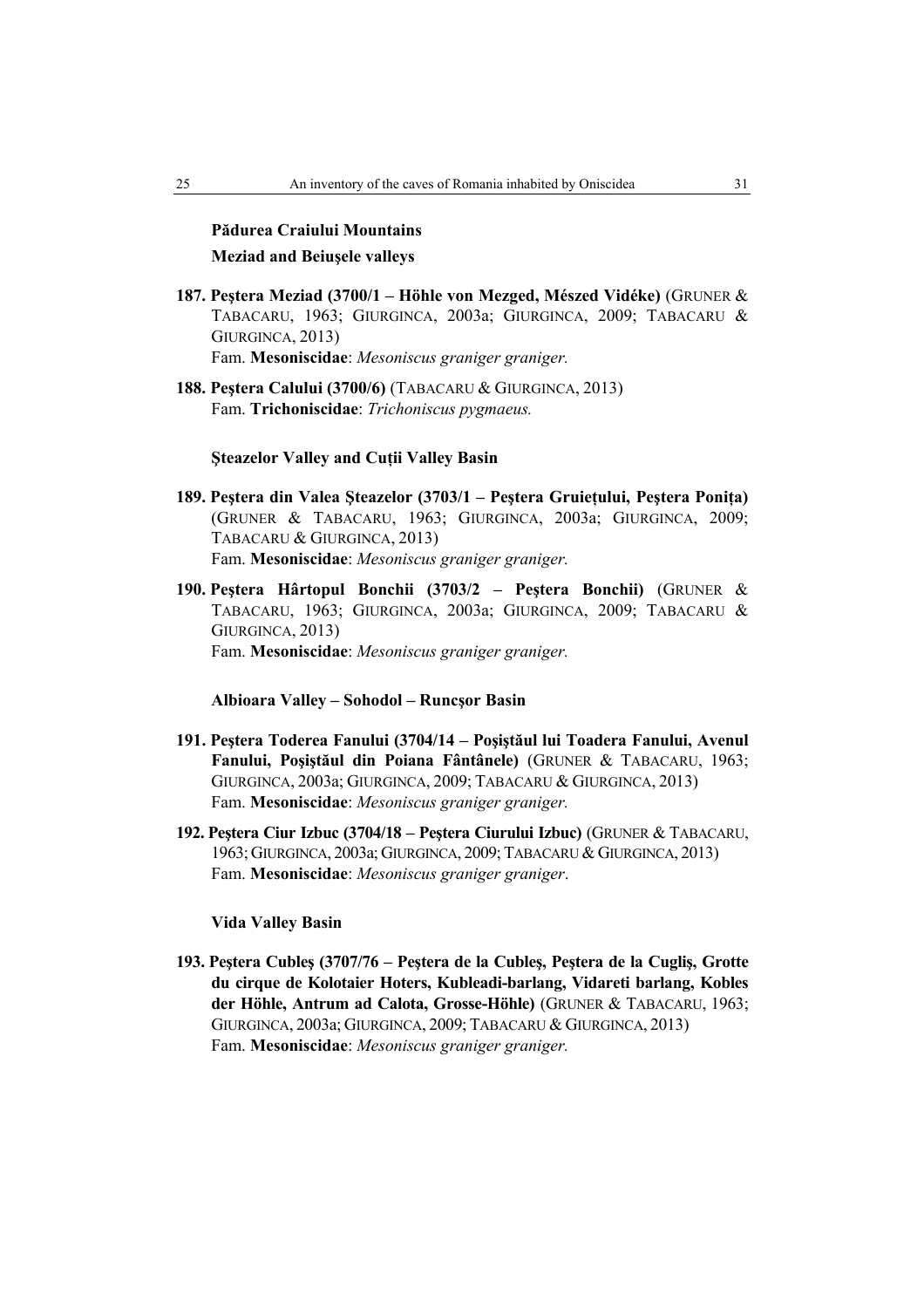### Pădurea Craiului Mountains

#### Meziad and Beiușele valleys

**187. Peștera Meziad (3700/1 – Höhle von Mezged, Mészed Vidéke)** (GRUNER & TABACARU, 1963; GIURGINCA, 2003a; GIURGINCA, 2009; TABACARU & GIURGINCA, 2013)
Fam. **Mesoniscidae**: *Mesoniscus graniger graniger.*

**188. Peștera Calului (3700/6)** (TABACARU & GIURGINCA, 2013)
Fam. **Trichoniscidae**: *Trichoniscus pygmaeus.*

#### Șteazelor Valley and Cuții Valley Basin

**189. Peștera din Valea Șteazelor (3703/1 – Peștera Gruiețului, Peștera Ponița)** (GRUNER & TABACARU, 1963; GIURGINCA, 2003a; GIURGINCA, 2009; TABACARU & GIURGINCA, 2013)
Fam. **Mesoniscidae**: *Mesoniscus graniger graniger.*

**190. Peștera Hârtopul Bonchii (3703/2 – Peștera Bonchii)** (GRUNER & TABACARU, 1963; GIURGINCA, 2003a; GIURGINCA, 2009; TABACARU & GIURGINCA, 2013)
Fam. **Mesoniscidae**: *Mesoniscus graniger graniger.*

#### Albioara Valley – Sohodol – Runcșor Basin

**191. Peștera Toderea Fanului (3704/14 – Poșiștăul lui Toadera Fanului, Avenul Fanului, Poșiștăul din Poiana Fântânele)** (GRUNER & TABACARU, 1963; GIURGINCA, 2003a; GIURGINCA, 2009; TABACARU & GIURGINCA, 2013)
Fam. **Mesoniscidae**: *Mesoniscus graniger graniger.*

**192. Peștera Ciur Izbuc (3704/18 – Peștera Ciurului Izbuc)** (GRUNER & TABACARU, 1963; GIURGINCA, 2003a; GIURGINCA, 2009; TABACARU & GIURGINCA, 2013)
Fam. **Mesoniscidae**: *Mesoniscus graniger graniger*.

#### Vida Valley Basin

**193. Peștera Cubleș (3707/76 – Peștera de la Cubleș, Peștera de la Cugliș, Grotte du cirque de Kolotaier Hoters, Kubleadi-barlang, Vidareti barlang, Kobles der Höhle, Antrum ad Calota, Grosse-Höhle)** (GRUNER & TABACARU, 1963; GIURGINCA, 2003a; GIURGINCA, 2009; TABACARU & GIURGINCA, 2013)
Fam. **Mesoniscidae**: *Mesoniscus graniger graniger.*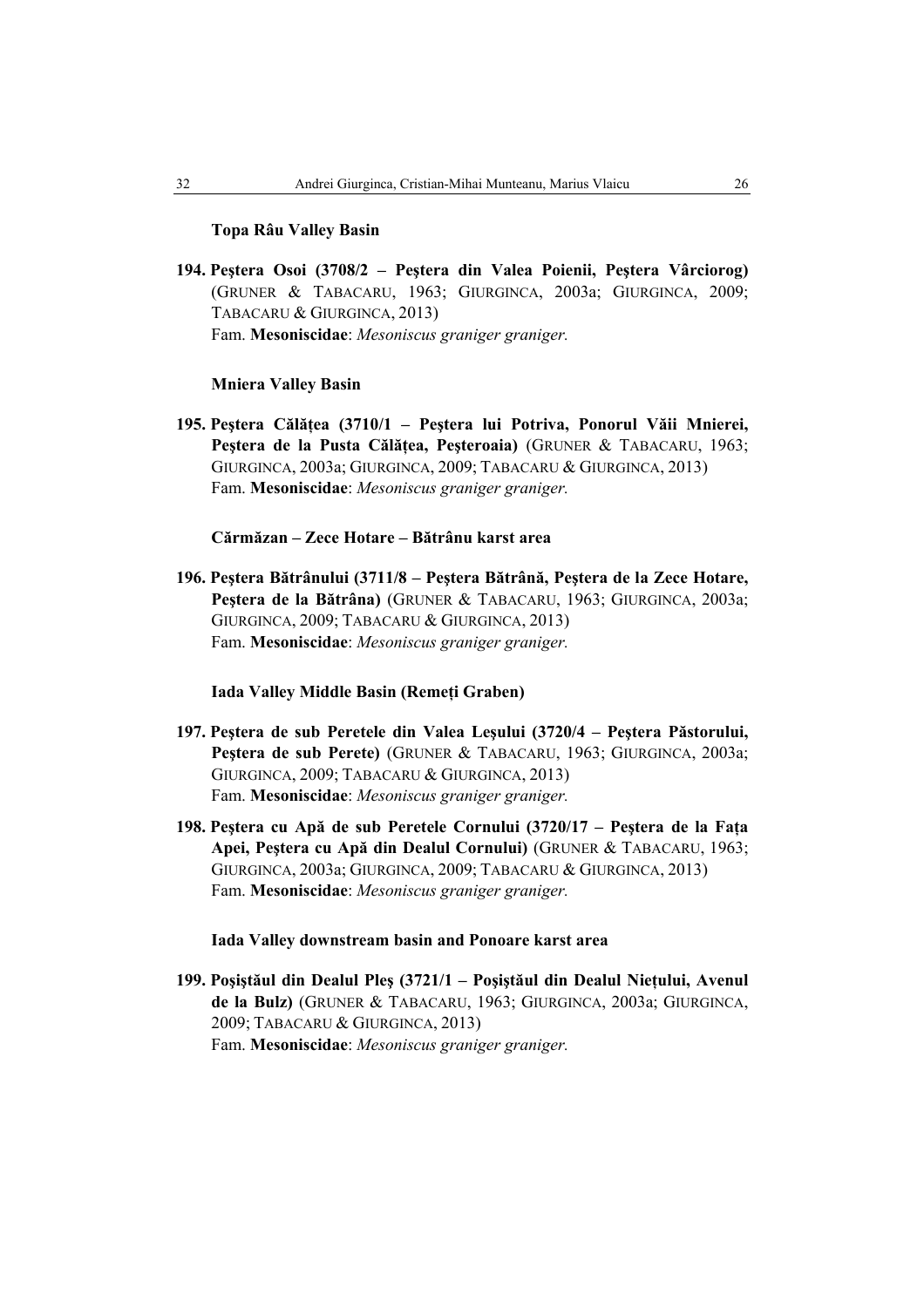**Topa Râu Valley Basin**

**194. Peştera Osoi (3708/2 – Peştera din Valea Poienii, Peştera Vârciorog)** (GRUNER & TABACARU, 1963; GIURGINCA, 2003a; GIURGINCA, 2009; TABACARU & GIURGINCA, 2013)
Fam. **Mesoniscidae**: *Mesoniscus graniger graniger.*

**Mniera Valley Basin**

**195. Peştera Călăţea (3710/1 – Peştera lui Potriva, Ponorul Văii Mnierei, Peştera de la Pusta Călăţea, Peşteroaia)** (GRUNER & TABACARU, 1963; GIURGINCA, 2003a; GIURGINCA, 2009; TABACARU & GIURGINCA, 2013)
Fam. **Mesoniscidae**: *Mesoniscus graniger graniger.*

**Cărmăzan – Zece Hotare – Bătrânu karst area**

**196. Peştera Bătrânului (3711/8 – Peştera Bătrână, Peştera de la Zece Hotare, Peştera de la Bătrâna)** (GRUNER & TABACARU, 1963; GIURGINCA, 2003a; GIURGINCA, 2009; TABACARU & GIURGINCA, 2013)
Fam. **Mesoniscidae**: *Mesoniscus graniger graniger.*

**Iada Valley Middle Basin (Remeţi Graben)**

**197. Peştera de sub Peretele din Valea Leşului (3720/4 – Peştera Păstorului, Peştera de sub Perete)** (GRUNER & TABACARU, 1963; GIURGINCA, 2003a; GIURGINCA, 2009; TABACARU & GIURGINCA, 2013)
Fam. **Mesoniscidae**: *Mesoniscus graniger graniger.*

**198. Peştera cu Apă de sub Peretele Cornului (3720/17 – Peştera de la Faţa Apei, Peştera cu Apă din Dealul Cornului)** (GRUNER & TABACARU, 1963; GIURGINCA, 2003a; GIURGINCA, 2009; TABACARU & GIURGINCA, 2013)
Fam. **Mesoniscidae**: *Mesoniscus graniger graniger.*

**Iada Valley downstream basin and Ponoare karst area**

**199. Poşiştăul din Dealul Pleş (3721/1 – Poşiştăul din Dealul Nieţului, Avenul de la Bulz)** (GRUNER & TABACARU, 1963; GIURGINCA, 2003a; GIURGINCA, 2009; TABACARU & GIURGINCA, 2013)
Fam. **Mesoniscidae**: *Mesoniscus graniger graniger.*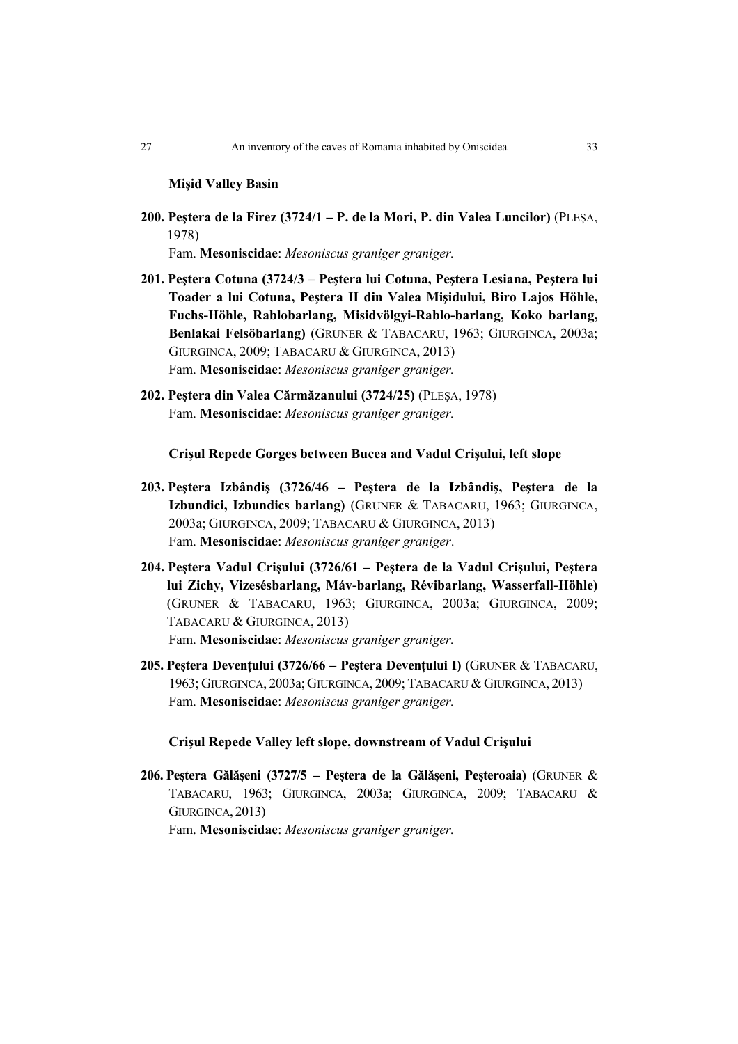**Mişid Valley Basin**

**200. Peştera de la Firez (3724/1 – P. de la Mori, P. din Valea Luncilor)** (PLEŞA, 1978)
Fam. **Mesoniscidae**: *Mesoniscus graniger graniger.*

**201. Peştera Cotuna (3724/3 – Peştera lui Cotuna, Peştera Lesiana, Peştera lui Toader a lui Cotuna, Peştera II din Valea Mişidului, Biro Lajos Höhle, Fuchs-Höhle, Rablobarlang, Misidvölgyi-Rablo-barlang, Koko barlang, Benlakai Felsöbarlang)** (GRUNER & TABACARU, 1963; GIURGINCA, 2003a; GIURGINCA, 2009; TABACARU & GIURGINCA, 2013)
Fam. **Mesoniscidae**: *Mesoniscus graniger graniger.*

**202. Peştera din Valea Cărmăzanului (3724/25)** (PLEŞA, 1978)
Fam. **Mesoniscidae**: *Mesoniscus graniger graniger.*

**Crişul Repede Gorges between Bucea and Vadul Crişului, left slope**

**203. Peştera Izbândiş (3726/46 – Peştera de la Izbândiş, Peştera de la Izbundici, Izbundics barlang)** (GRUNER & TABACARU, 1963; GIURGINCA, 2003a; GIURGINCA, 2009; TABACARU & GIURGINCA, 2013)
Fam. **Mesoniscidae**: *Mesoniscus graniger graniger*.

**204. Peştera Vadul Crişului (3726/61 – Peştera de la Vadul Crişului, Peştera lui Zichy, Vizesésbarlang, Máv-barlang, Révibarlang, Wasserfall-Höhle)** (GRUNER & TABACARU, 1963; GIURGINCA, 2003a; GIURGINCA, 2009; TABACARU & GIURGINCA, 2013)
Fam. **Mesoniscidae**: *Mesoniscus graniger graniger.*

**205. Peştera Devenţului (3726/66 – Peştera Devenţului I)** (GRUNER & TABACARU, 1963; GIURGINCA, 2003a; GIURGINCA, 2009; TABACARU & GIURGINCA, 2013)
Fam. **Mesoniscidae**: *Mesoniscus graniger graniger.*

**Crişul Repede Valley left slope, downstream of Vadul Crişului**

**206. Peştera Gălăşeni (3727/5 – Peştera de la Gălăşeni, Peşteroaia)** (GRUNER & TABACARU, 1963; GIURGINCA, 2003a; GIURGINCA, 2009; TABACARU & GIURGINCA, 2013)
Fam. **Mesoniscidae**: *Mesoniscus graniger graniger.*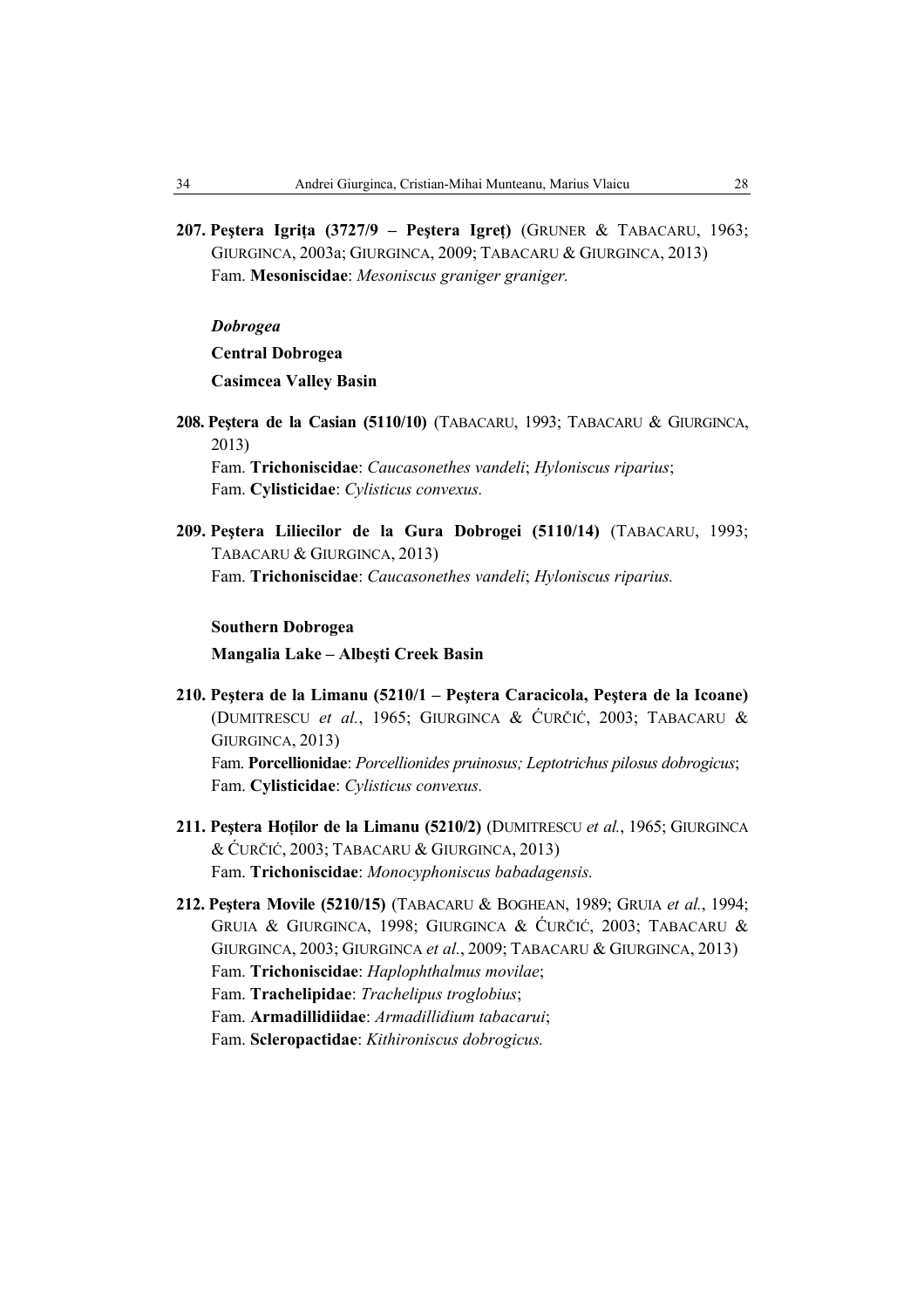**207. Peştera Igriţa (3727/9 – Peştera Igreţ)** (GRUNER & TABACARU, 1963; GIURGINCA, 2003a; GIURGINCA, 2009; TABACARU & GIURGINCA, 2013)
Fam. **Mesoniscidae**: *Mesoniscus graniger graniger.*

***Dobrogea***

**Central Dobrogea**

**Casimcea Valley Basin**

**208. Peştera de la Casian (5110/10)** (TABACARU, 1993; TABACARU & GIURGINCA, 2013)
Fam. **Trichoniscidae**: *Caucasonethes vandeli*; *Hyloniscus riparius*;
Fam. **Cylisticidae**: *Cylisticus convexus.*

**209. Peştera Liliecilor de la Gura Dobrogei (5110/14)** (TABACARU, 1993; TABACARU & GIURGINCA, 2013)
Fam. **Trichoniscidae**: *Caucasonethes vandeli*; *Hyloniscus riparius.*

**Southern Dobrogea**

**Mangalia Lake – Albeşti Creek Basin**

**210. Peştera de la Limanu (5210/1 – Peştera Caracicola, Peştera de la Icoane)** (DUMITRESCU *et al.*, 1965; GIURGINCA & ĆURČIĆ, 2003; TABACARU & GIURGINCA, 2013)
Fam. **Porcellionidae**: *Porcellionides pruinosus; Leptotrichus pilosus dobrogicus*;
Fam. **Cylisticidae**: *Cylisticus convexus.*

**211. Peştera Hoţilor de la Limanu (5210/2)** (DUMITRESCU *et al.*, 1965; GIURGINCA & ĆURČIĆ, 2003; TABACARU & GIURGINCA, 2013)
Fam. **Trichoniscidae**: *Monocyphoniscus babadagensis.*

**212. Peştera Movile (5210/15)** (TABACARU & BOGHEAN, 1989; GRUIA *et al.*, 1994; GRUIA & GIURGINCA, 1998; GIURGINCA & ĆURČIĆ, 2003; TABACARU & GIURGINCA, 2003; GIURGINCA *et al.*, 2009; TABACARU & GIURGINCA, 2013)
Fam. **Trichoniscidae**: *Haplophthalmus movilae*;
Fam. **Trachelipidae**: *Trachelipus troglobius*;
Fam. **Armadillidiidae**: *Armadillidium tabacarui*;
Fam. **Scleropactidae**: *Kithironiscus dobrogicus.*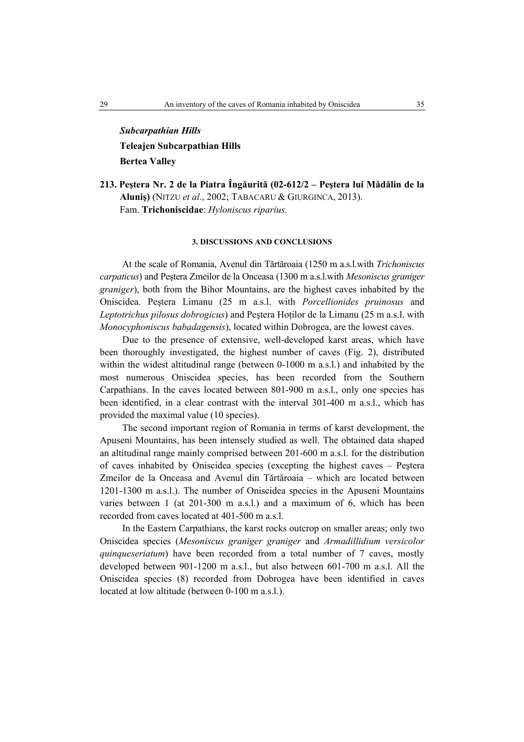***Subcarpathian Hills***

**Teleajen Subcarpathian Hills**

**Bertea Valley**

**213. Peştera Nr. 2 de la Piatra Îngăurită (02-612/2 – Peştera lui Mădălin de la Aluniş)** (NITZU *et al.*, 2002; TABACARU & GIURGINCA, 2013).
Fam. **Trichoniscidae**: *Hyloniscus riparius.*

### 3. DISCUSSIONS AND CONCLUSIONS

At the scale of Romania, Avenul din Tărtăroaia (1250 m a.s.l.with *Trichoniscus carpaticus*) and Peştera Zmeilor de la Onceasa (1300 m a.s.l.with *Mesoniscus graniger graniger*), both from the Bihor Mountains, are the highest caves inhabited by the Oniscidea. Peştera Limanu (25 m a.s.l. with *Porcellionides pruinosus* and *Leptotrichus pilosus dobrogicus*) and Peştera Hoților de la Limanu (25 m a.s.l. with *Monocyphoniscus babadagensis*), located within Dobrogea, are the lowest caves.

Due to the presence of extensive, well-developed karst areas, which have been thoroughly investigated, the highest number of caves (Fig. 2), distributed within the widest altitudinal range (between 0-1000 m a.s.l.) and inhabited by the most numerous Oniscidea species, has been recorded from the Southern Carpathians. In the caves located between 801-900 m a.s.l., only one species has been identified, in a clear contrast with the interval 301-400 m a.s.l., which has provided the maximal value (10 species).

The second important region of Romania in terms of karst development, the Apuseni Mountains, has been intensely studied as well. The obtained data shaped an altitudinal range mainly comprised between 201-600 m a.s.l. for the distribution of caves inhabited by Oniscidea species (excepting the highest caves – Peştera Zmeilor de la Onceasa and Avenul din Tărtăroaia – which are located between 1201-1300 m a.s.l.). The number of Oniscidea species in the Apuseni Mountains varies between 1 (at 201-300 m a.s.l.) and a maximum of 6, which has been recorded from caves located at 401-500 m a.s.l.

In the Eastern Carpathians, the karst rocks outcrop on smaller areas; only two Oniscidea species (*Mesoniscus graniger graniger* and *Armadillidium versicolor quinqueseriatum*) have been recorded from a total number of 7 caves, mostly developed between 901-1200 m a.s.l., but also between 601-700 m a.s.l. All the Oniscidea species (8) recorded from Dobrogea have been identified in caves located at low altitude (between 0-100 m a.s.l.).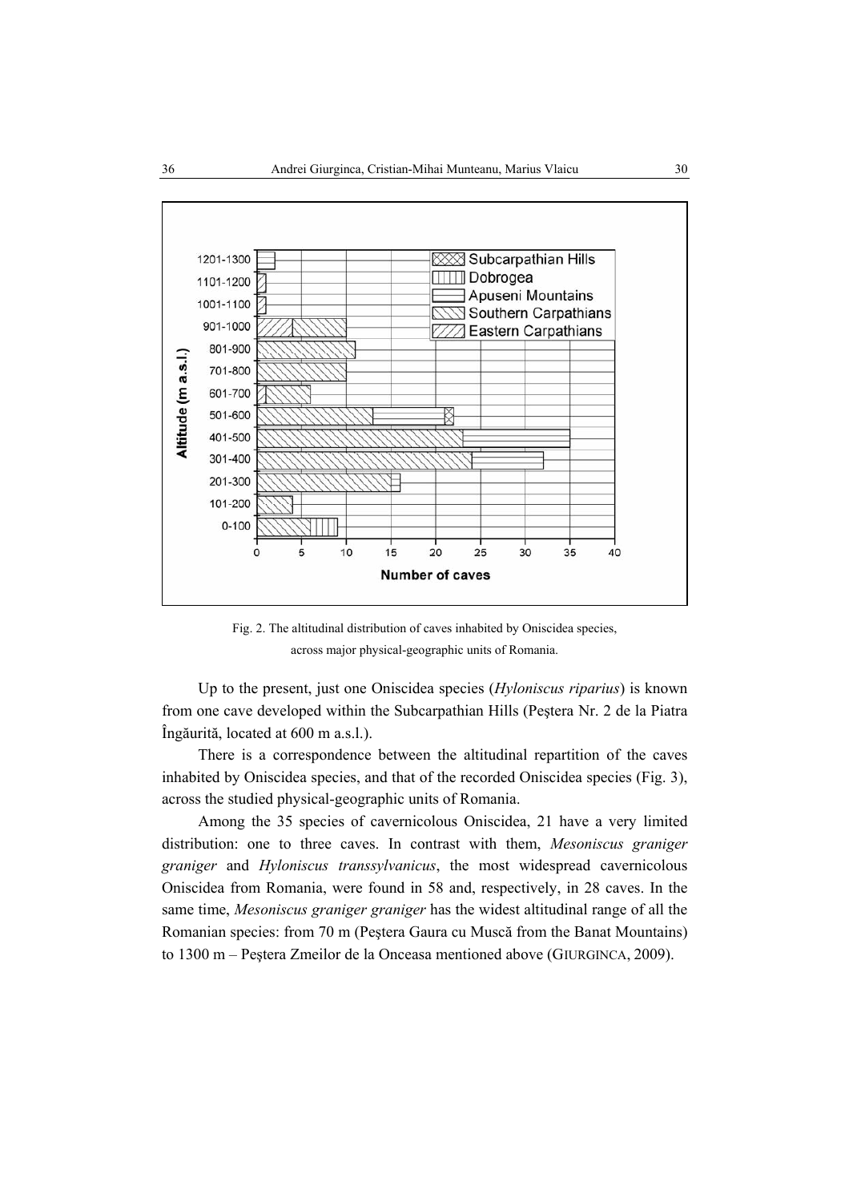Fig. 2. The altitudinal distribution of caves inhabited by Oniscidea species, across major physical-geographic units of Romania.

Up to the present, just one Oniscidea species (*Hyloniscus riparius*) is known from one cave developed within the Subcarpathian Hills (Peştera Nr. 2 de la Piatra Îngăurită, located at 600 m a.s.l.).

There is a correspondence between the altitudinal repartition of the caves inhabited by Oniscidea species, and that of the recorded Oniscidea species (Fig. 3), across the studied physical-geographic units of Romania.

Among the 35 species of cavernicolous Oniscidea, 21 have a very limited distribution: one to three caves. In contrast with them, *Mesoniscus graniger graniger* and *Hyloniscus transsylvanicus*, the most widespread cavernicolous Oniscidea from Romania, were found in 58 and, respectively, in 28 caves. In the same time, *Mesoniscus graniger graniger* has the widest altitudinal range of all the Romanian species: from 70 m (Peştera Gaura cu Muscă from the Banat Mountains) to 1300 m – Peştera Zmeilor de la Onceasa mentioned above (GIURGINCA, 2009).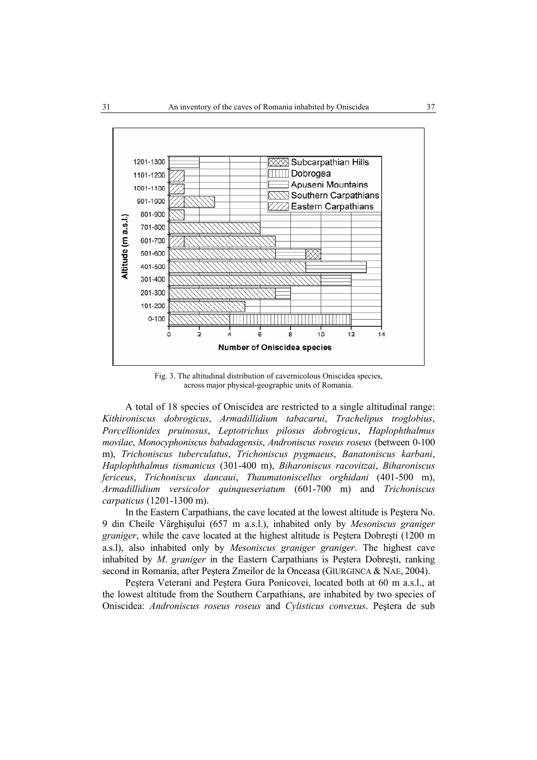Fig. 3. The altitudinal distribution of cavernicolous Oniscidea species, across major physical-geographic units of Romania.

A total of 18 species of Oniscidea are restricted to a single altitudinal range: *Kithironiscus dobrogicus*, *Armadillidium tabacarui*, *Trachelipus troglobius*, *Porcellionides pruinosus*, *Leptotrichus pilosus dobrogicus*, *Haplophthalmus movilae*, *Monocyphoniscus babadagensis*, *Androniscus roseus roseus* (between 0-100 m), *Trichoniscus tuberculatus*, *Trichoniscus pygmaeus*, *Banatoniscus karbani*, *Haplophthalmus tismanicus* (301-400 m), *Biharoniscus racovitzai*, *Biharoniscus fericeus*, *Trichoniscus dancaui*, *Thaumatoniscellus orghidani* (401-500 m), *Armadillidium versicolor quinqueseriatum* (601-700 m) and *Trichoniscus carpaticus* (1201-1300 m).

In the Eastern Carpathians, the cave located at the lowest altitude is Peştera No. 9 din Cheile Vârghişului (657 m a.s.l.), inhabited only by *Mesoniscus graniger graniger*, while the cave located at the highest altitude is Peştera Dobreşti (1200 m a.s.l), also inhabited only by *Mesoniscus graniger graniger*. The highest cave inhabited by *M. graniger* in the Eastern Carpathians is Peştera Dobreşti, ranking second in Romania, after Peştera Zmeilor de la Onceasa (GIURGINCA & NAE, 2004).

Peştera Veterani and Peştera Gura Ponicovei, located both at 60 m a.s.l., at the lowest altitude from the Southern Carpathians, are inhabited by two species of Oniscidea: *Androniscus roseus roseus* and *Cylisticus convexus*. Peştera de sub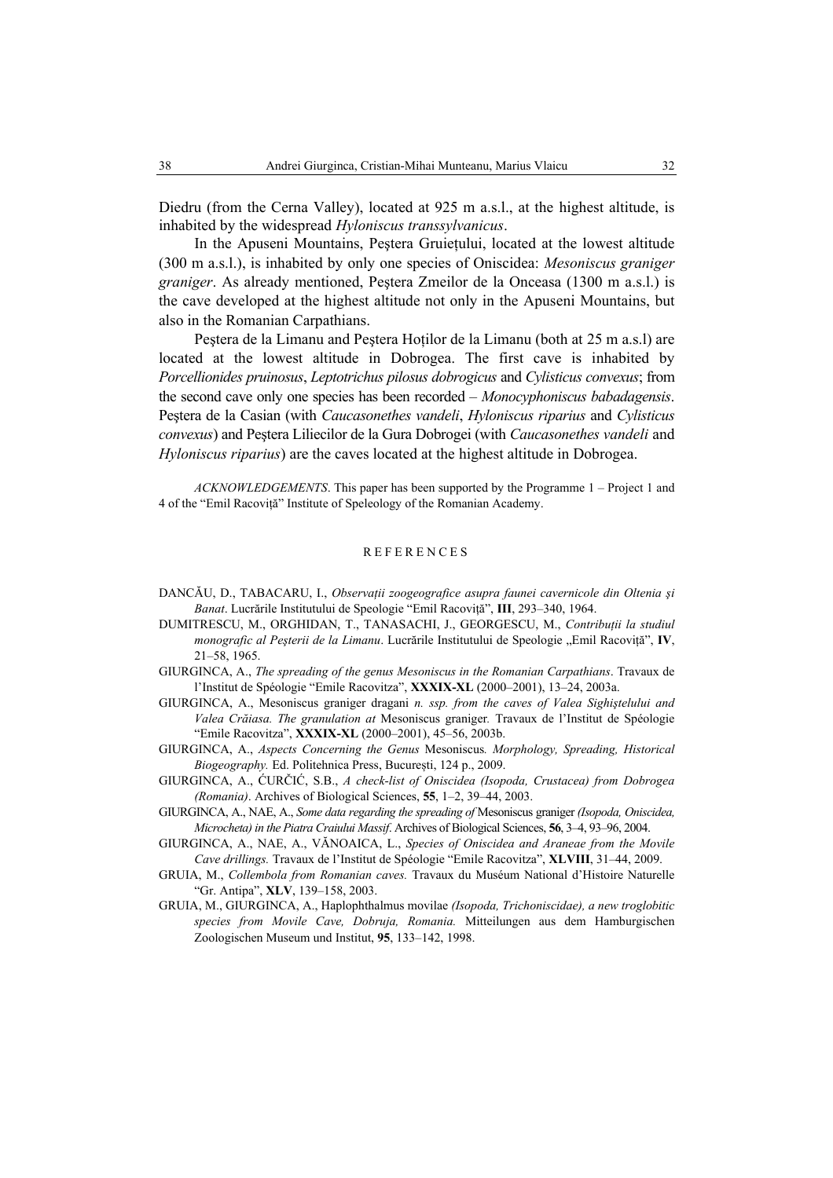Diedru (from the Cerna Valley), located at 925 m a.s.l., at the highest altitude, is inhabited by the widespread *Hyloniscus transsylvanicus*.

In the Apuseni Mountains, Peştera Gruieţului, located at the lowest altitude (300 m a.s.l.), is inhabited by only one species of Oniscidea: *Mesoniscus graniger graniger*. As already mentioned, Peştera Zmeilor de la Onceasa (1300 m a.s.l.) is the cave developed at the highest altitude not only in the Apuseni Mountains, but also in the Romanian Carpathians.

Peştera de la Limanu and Peştera Hoţilor de la Limanu (both at 25 m a.s.l) are located at the lowest altitude in Dobrogea. The first cave is inhabited by *Porcellionides pruinosus*, *Leptotrichus pilosus dobrogicus* and *Cylisticus convexus*; from the second cave only one species has been recorded – *Monocyphoniscus babadagensis*. Peştera de la Casian (with *Caucasonethes vandeli*, *Hyloniscus riparius* and *Cylisticus convexus*) and Peştera Liliecilor de la Gura Dobrogei (with *Caucasonethes vandeli* and *Hyloniscus riparius*) are the caves located at the highest altitude in Dobrogea.

*ACKNOWLEDGEMENTS*. This paper has been supported by the Programme 1 – Project 1 and 4 of the "Emil Racoviţă" Institute of Speleology of the Romanian Academy.

## REFERENCES

DANCĂU, D., TABACARU, I., *Observaţii zoogeografice asupra faunei cavernicole din Oltenia şi Banat*. Lucrările Institutului de Speologie "Emil Racoviţă", **III**, 293–340, 1964.

DUMITRESCU, M., ORGHIDAN, T., TANASACHI, J., GEORGESCU, M., *Contribuţii la studiul monografic al Peşterii de la Limanu*. Lucrările Institutului de Speologie „Emil Racoviţă", **IV**, 21–58, 1965.

GIURGINCA, A., *The spreading of the genus Mesoniscus in the Romanian Carpathians*. Travaux de l'Institut de Spéologie "Emile Racovitza", **XXXIX-XL** (2000–2001), 13–24, 2003a.

GIURGINCA, A., Mesoniscus graniger dragani *n. ssp. from the caves of Valea Sighiştelului and Valea Crăiasa. The granulation at* Mesoniscus graniger*.* Travaux de l'Institut de Spéologie "Emile Racovitza", **XXXIX-XL** (2000–2001), 45–56, 2003b.

GIURGINCA, A., *Aspects Concerning the Genus* Mesoniscus*. Morphology, Spreading, Historical Biogeography.* Ed. Politehnica Press, Bucureşti, 124 p., 2009.

GIURGINCA, A., ĆURČIĆ, S.B., *A check-list of Oniscidea (Isopoda, Crustacea) from Dobrogea (Romania)*. Archives of Biological Sciences, **55**, 1–2, 39–44, 2003.

GIURGINCA, A., NAE, A., *Some data regarding the spreading of* Mesoniscus graniger *(Isopoda, Oniscidea, Microcheta) in the Piatra Craiului Massif*. Archives of Biological Sciences, **56**, 3–4, 93–96, 2004.

GIURGINCA, A., NAE, A., VĂNOAICA, L., *Species of Oniscidea and Araneae from the Movile Cave drillings.* Travaux de l'Institut de Spéologie "Emile Racovitza", **XLVIII**, 31–44, 2009.

GRUIA, M., *Collembola from Romanian caves.* Travaux du Muséum National d'Histoire Naturelle "Gr. Antipa", **XLV**, 139–158, 2003.

GRUIA, M., GIURGINCA, A., Haplophthalmus movilae *(Isopoda, Trichoniscidae), a new troglobitic species from Movile Cave, Dobruja, Romania.* Mitteilungen aus dem Hamburgischen Zoologischen Museum und Institut, **95**, 133–142, 1998.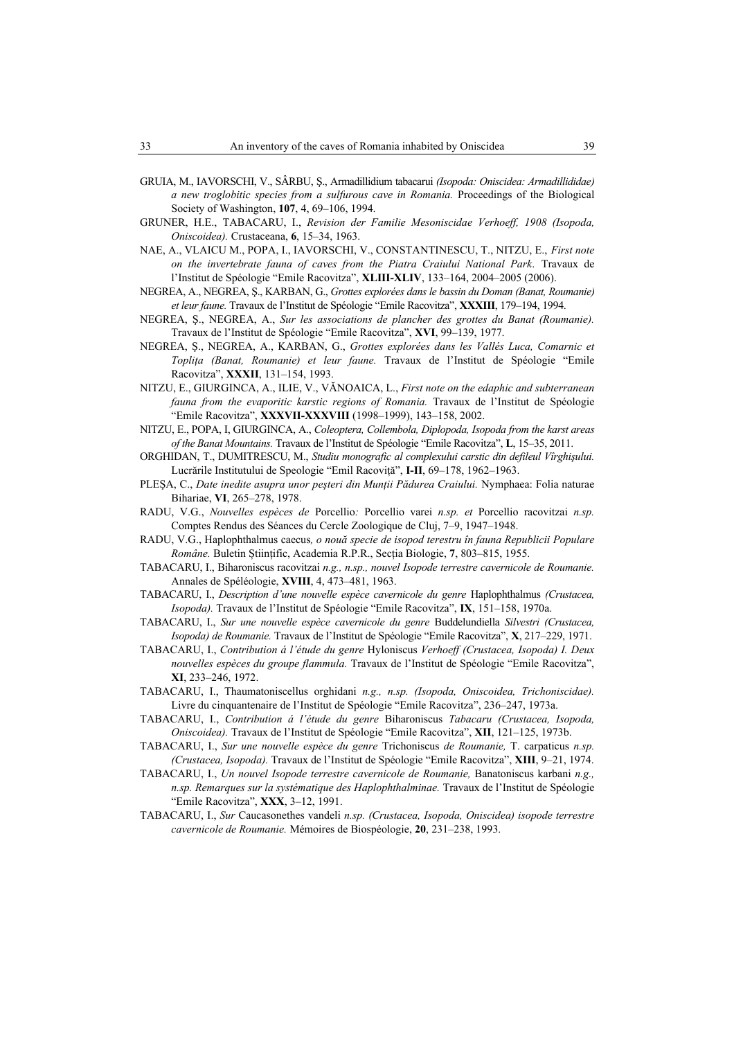GRUIA, M., IAVORSCHI, V., SÂRBU, Ş., Armadillidium tabacarui *(Isopoda: Oniscidea: Armadillididae) a new troglobitic species from a sulfurous cave in Romania.* Proceedings of the Biological Society of Washington, **107**, 4, 69–106, 1994.

GRUNER, H.E., TABACARU, I., *Revision der Familie Mesoniscidae Verhoeff, 1908 (Isopoda, Oniscoidea).* Crustaceana, **6**, 15–34, 1963.

NAE, A., VLAICU M., POPA, I., IAVORSCHI, V., CONSTANTINESCU, T., NITZU, E., *First note on the invertebrate fauna of caves from the Piatra Craiului National Park*. Travaux de l'Institut de Spéologie "Emile Racovitza", **XLIII-XLIV**, 133–164, 2004–2005 (2006).

NEGREA, A., NEGREA, Ş., KARBAN, G., *Grottes explorées dans le bassin du Doman (Banat, Roumanie) et leur faune.* Travaux de l'Institut de Spéologie "Emile Racovitza", **XXXIII**, 179–194, 1994.

NEGREA, Ş., NEGREA, A., *Sur les associations de plancher des grottes du Banat (Roumanie).* Travaux de l'Institut de Spéologie "Emile Racovitza", **XVI**, 99–139, 1977.

NEGREA, Ş., NEGREA, A., KARBAN, G., *Grottes explorées dans les Vallés Luca, Comarnic et Toplița (Banat, Roumanie) et leur faune.* Travaux de l'Institut de Spéologie "Emile Racovitza", **XXXII**, 131–154, 1993.

NITZU, E., GIURGINCA, A., ILIE, V., VĂNOAICA, L., *First note on the edaphic and subterranean fauna from the evaporitic karstic regions of Romania.* Travaux de l'Institut de Spéologie "Emile Racovitza", **XXXVII-XXXVIII** (1998–1999), 143–158, 2002.

NITZU, E., POPA, I, GIURGINCA, A., *Coleoptera, Collembola, Diplopoda, Isopoda from the karst areas of the Banat Mountains.* Travaux de l'Institut de Spéologie "Emile Racovitza", **L**, 15–35, 2011.

ORGHIDAN, T., DUMITRESCU, M., *Studiu monografic al complexului carstic din defileul Vîrghişului.* Lucrările Institutului de Speologie "Emil Racoviță", **I-II**, 69–178, 1962–1963.

PLEŞA, C., *Date inedite asupra unor peşteri din Munții Pădurea Craiului.* Nymphaea: Folia naturae Bihariae, **VI**, 265–278, 1978.

RADU, V.G., *Nouvelles espèces de* Porcellio*:* Porcellio varei *n.sp. et* Porcellio racovitzai *n.sp.* Comptes Rendus des Séances du Cercle Zoologique de Cluj, 7–9, 1947–1948.

RADU, V.G., Haplophthalmus caecus*, o nouă specie de isopod terestru în fauna Republicii Populare Române.* Buletin Ştiințific, Academia R.P.R., Secția Biologie, **7**, 803–815, 1955.

TABACARU, I., Biharoniscus racovitzai *n.g., n.sp., nouvel Isopode terrestre cavernicole de Roumanie.* Annales de Spéléologie, **XVIII**, 4, 473–481, 1963.

TABACARU, I., *Description d'une nouvelle espèce cavernicole du genre* Haplophthalmus *(Crustacea, Isopoda).* Travaux de l'Institut de Spéologie "Emile Racovitza", **IX**, 151–158, 1970a.

TABACARU, I., *Sur une nouvelle espèce cavernicole du genre* Buddelundiella *Silvestri (Crustacea, Isopoda) de Roumanie.* Travaux de l'Institut de Spéologie "Emile Racovitza", **X**, 217–229, 1971.

TABACARU, I., *Contribution á l'étude du genre* Hyloniscus *Verhoeff (Crustacea, Isopoda) I. Deux nouvelles espèces du groupe flammula.* Travaux de l'Institut de Spéologie "Emile Racovitza", **XI**, 233–246, 1972.

TABACARU, I., Thaumatoniscellus orghidani *n.g., n.sp. (Isopoda, Oniscoidea, Trichoniscidae).* Livre du cinquantenaire de l'Institut de Spéologie "Emile Racovitza", 236–247, 1973a.

TABACARU, I., *Contribution á l'étude du genre* Biharoniscus *Tabacaru (Crustacea, Isopoda, Oniscoidea).* Travaux de l'Institut de Spéologie "Emile Racovitza", **XII**, 121–125, 1973b.

TABACARU, I., *Sur une nouvelle espèce du genre* Trichoniscus *de Roumanie,* T. carpaticus *n.sp. (Crustacea, Isopoda).* Travaux de l'Institut de Spéologie "Emile Racovitza", **XIII**, 9–21, 1974.

TABACARU, I., *Un nouvel Isopode terrestre cavernicole de Roumanie,* Banatoniscus karbani *n.g., n.sp. Remarques sur la systématique des Haplophthalminae.* Travaux de l'Institut de Spéologie "Emile Racovitza", **XXX**, 3–12, 1991.

TABACARU, I., *Sur* Caucasonethes vandeli *n.sp. (Crustacea, Isopoda, Oniscidea) isopode terrestre cavernicole de Roumanie.* Mémoires de Biospéologie, **20**, 231–238, 1993.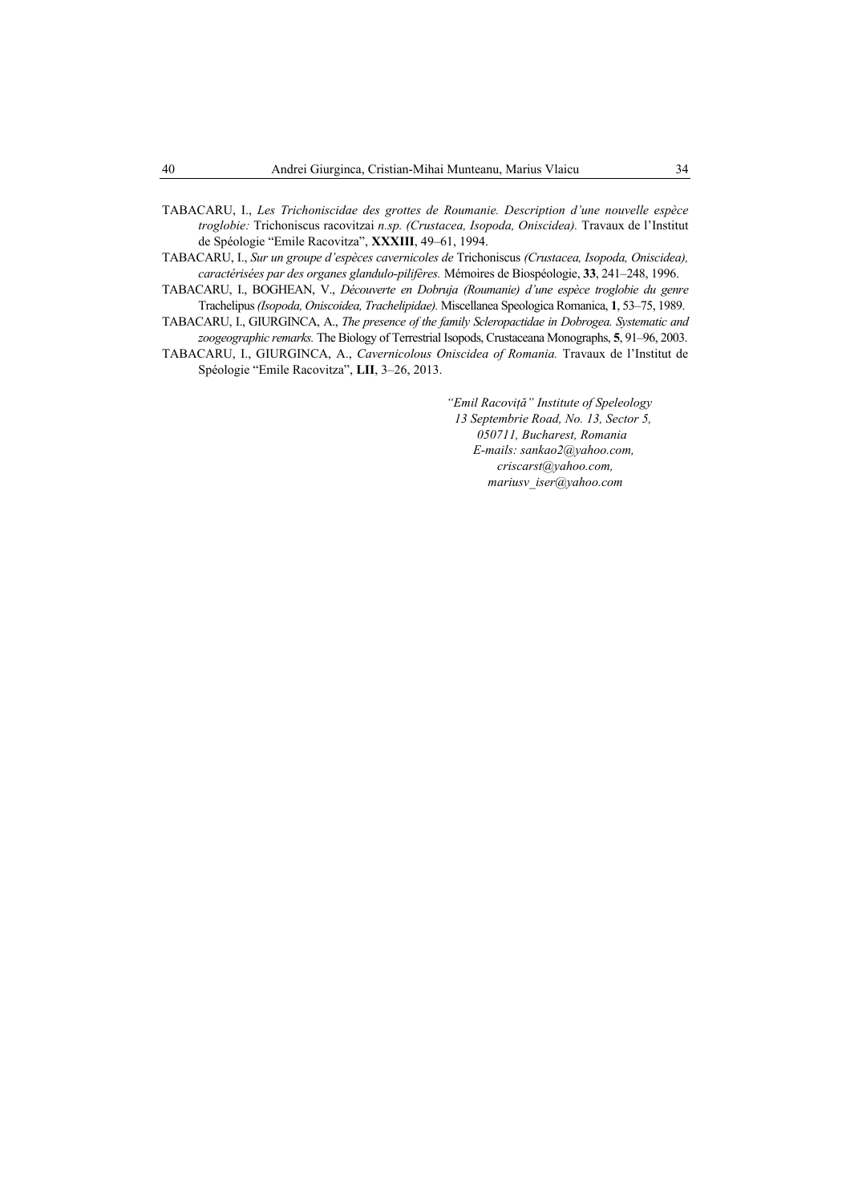TABACARU, I., *Les Trichoniscidae des grottes de Roumanie. Description d'une nouvelle espèce troglobie:* Trichoniscus racovitzai *n.sp. (Crustacea, Isopoda, Oniscidea).* Travaux de l'Institut de Spéologie "Emile Racovitza", **XXXIII**, 49–61, 1994.

TABACARU, I., *Sur un groupe d'espèces cavernicoles de* Trichoniscus *(Crustacea, Isopoda, Oniscidea), caractérisées par des organes glandulo-pilifères.* Mémoires de Biospéologie, **33**, 241–248, 1996.

TABACARU, I., BOGHEAN, V., *Découverte en Dobruja (Roumanie) d'une espèce troglobie du genre* Trachelipus *(Isopoda, Oniscoidea, Trachelipidae).* Miscellanea Speologica Romanica, **1**, 53–75, 1989.

TABACARU, I., GIURGINCA, A., *The presence of the family Scleropactidae in Dobrogea. Systematic and zoogeographic remarks.* The Biology of Terrestrial Isopods, Crustaceana Monographs, **5**, 91–96, 2003.

TABACARU, I., GIURGINCA, A., *Cavernicolous Oniscidea of Romania.* Travaux de l'Institut de Spéologie "Emile Racovitza", **LII**, 3–26, 2013.

*"Emil Racoviță" Institute of Speleology*
*13 Septembrie Road, No. 13, Sector 5,*
*050711, Bucharest, Romania*
*E-mails: sankao2@yahoo.com,*
*criscarst@yahoo.com,*
*mariusv_iser@yahoo.com*